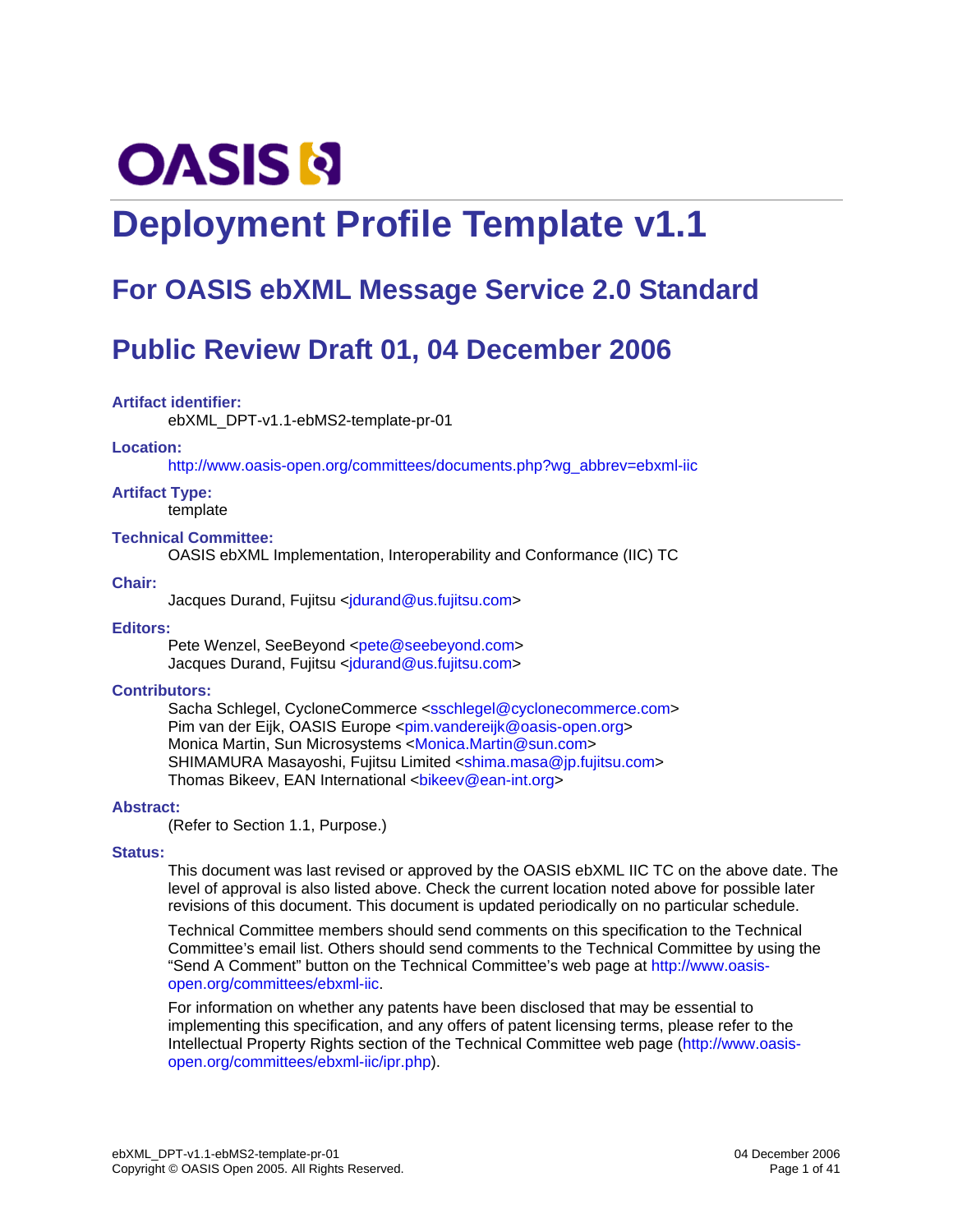OASIS

# Deployment Profile Template v1.1

## For OASIS ebXML Message Service 2.0 Standard

## Public Review Draft 01, 04 December 2006

**Artifact identifier:**

ebXML_DPT-v1.1-ebMS2-template-pr-01

**Location:**

http://www.oasis-open.org/committees/documents.php?wg_abbrev=ebxml-iic

**Artifact Type:**

template

**Technical Committee:**

OASIS ebXML Implementation, Interoperability and Conformance (IIC) TC

**Chair:**

Jacques Durand, Fujitsu <jdurand@us.fujitsu.com>

**Editors:**

Pete Wenzel, SeeBeyond <pete@seebeyond.com>
Jacques Durand, Fujitsu <jdurand@us.fujitsu.com>

**Contributors:**

Sacha Schlegel, CycloneCommerce <sschlegel@cyclonecommerce.com>
Pim van der Eijk, OASIS Europe <pim.vandereijk@oasis-open.org>
Monica Martin, Sun Microsystems <Monica.Martin@sun.com>
SHIMAMURA Masayoshi, Fujitsu Limited <shima.masa@jp.fujitsu.com>
Thomas Bikeev, EAN International <bikeev@ean-int.org>

**Abstract:**

(Refer to Section 1.1, Purpose.)

**Status:**

This document was last revised or approved by the OASIS ebXML IIC TC on the above date. The level of approval is also listed above. Check the current location noted above for possible later revisions of this document. This document is updated periodically on no particular schedule.

Technical Committee members should send comments on this specification to the Technical Committee's email list. Others should send comments to the Technical Committee by using the "Send A Comment" button on the Technical Committee's web page at http://www.oasis-open.org/committees/ebxml-iic.

For information on whether any patents have been disclosed that may be essential to implementing this specification, and any offers of patent licensing terms, please refer to the Intellectual Property Rights section of the Technical Committee web page (http://www.oasis-open.org/committees/ebxml-iic/ipr.php).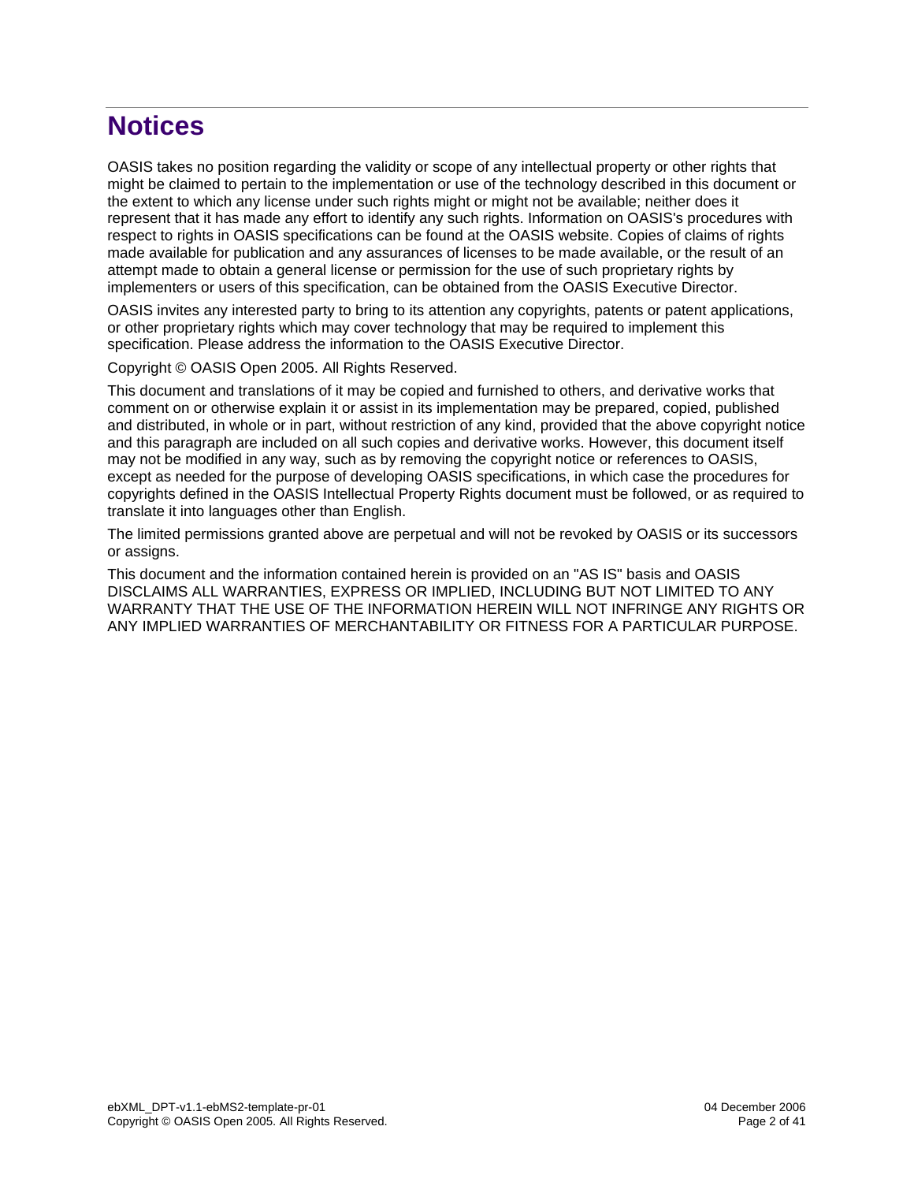# Notices

OASIS takes no position regarding the validity or scope of any intellectual property or other rights that might be claimed to pertain to the implementation or use of the technology described in this document or the extent to which any license under such rights might or might not be available; neither does it represent that it has made any effort to identify any such rights. Information on OASIS's procedures with respect to rights in OASIS specifications can be found at the OASIS website. Copies of claims of rights made available for publication and any assurances of licenses to be made available, or the result of an attempt made to obtain a general license or permission for the use of such proprietary rights by implementers or users of this specification, can be obtained from the OASIS Executive Director.

OASIS invites any interested party to bring to its attention any copyrights, patents or patent applications, or other proprietary rights which may cover technology that may be required to implement this specification. Please address the information to the OASIS Executive Director.

Copyright © OASIS Open 2005. All Rights Reserved.

This document and translations of it may be copied and furnished to others, and derivative works that comment on or otherwise explain it or assist in its implementation may be prepared, copied, published and distributed, in whole or in part, without restriction of any kind, provided that the above copyright notice and this paragraph are included on all such copies and derivative works. However, this document itself may not be modified in any way, such as by removing the copyright notice or references to OASIS, except as needed for the purpose of developing OASIS specifications, in which case the procedures for copyrights defined in the OASIS Intellectual Property Rights document must be followed, or as required to translate it into languages other than English.

The limited permissions granted above are perpetual and will not be revoked by OASIS or its successors or assigns.

This document and the information contained herein is provided on an "AS IS" basis and OASIS DISCLAIMS ALL WARRANTIES, EXPRESS OR IMPLIED, INCLUDING BUT NOT LIMITED TO ANY WARRANTY THAT THE USE OF THE INFORMATION HEREIN WILL NOT INFRINGE ANY RIGHTS OR ANY IMPLIED WARRANTIES OF MERCHANTABILITY OR FITNESS FOR A PARTICULAR PURPOSE.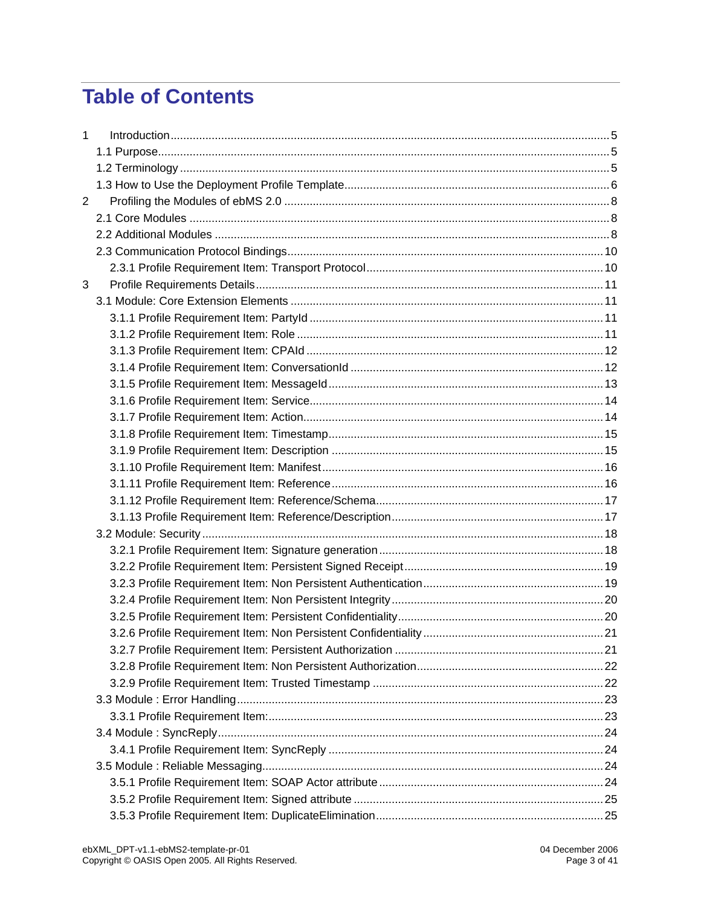# Table of Contents

1 Introduction ... 5
- 1.1 Purpose ... 5
- 1.2 Terminology ... 5
- 1.3 How to Use the Deployment Profile Template ... 6

2 Profiling the Modules of ebMS 2.0 ... 8
- 2.1 Core Modules ... 8
- 2.2 Additional Modules ... 8
- 2.3 Communication Protocol Bindings ... 10
  - 2.3.1 Profile Requirement Item: Transport Protocol ... 10

3 Profile Requirements Details ... 11
- 3.1 Module: Core Extension Elements ... 11
  - 3.1.1 Profile Requirement Item: PartyId ... 11
  - 3.1.2 Profile Requirement Item: Role ... 11
  - 3.1.3 Profile Requirement Item: CPAId ... 12
  - 3.1.4 Profile Requirement Item: ConversationId ... 12
  - 3.1.5 Profile Requirement Item: MessageId ... 13
  - 3.1.6 Profile Requirement Item: Service ... 14
  - 3.1.7 Profile Requirement Item: Action ... 14
  - 3.1.8 Profile Requirement Item: Timestamp ... 15
  - 3.1.9 Profile Requirement Item: Description ... 15
  - 3.1.10 Profile Requirement Item: Manifest ... 16
  - 3.1.11 Profile Requirement Item: Reference ... 16
  - 3.1.12 Profile Requirement Item: Reference/Schema ... 17
  - 3.1.13 Profile Requirement Item: Reference/Description ... 17
- 3.2 Module: Security ... 18
  - 3.2.1 Profile Requirement Item: Signature generation ... 18
  - 3.2.2 Profile Requirement Item: Persistent Signed Receipt ... 19
  - 3.2.3 Profile Requirement Item: Non Persistent Authentication ... 19
  - 3.2.4 Profile Requirement Item: Non Persistent Integrity ... 20
  - 3.2.5 Profile Requirement Item: Persistent Confidentiality ... 20
  - 3.2.6 Profile Requirement Item: Non Persistent Confidentiality ... 21
  - 3.2.7 Profile Requirement Item: Persistent Authorization ... 21
  - 3.2.8 Profile Requirement Item: Non Persistent Authorization ... 22
  - 3.2.9 Profile Requirement Item: Trusted Timestamp ... 22
- 3.3 Module : Error Handling ... 23
  - 3.3.1 Profile Requirement Item: ... 23
- 3.4 Module : SyncReply ... 24
  - 3.4.1 Profile Requirement Item: SyncReply ... 24
- 3.5 Module : Reliable Messaging ... 24
  - 3.5.1 Profile Requirement Item: SOAP Actor attribute ... 24
  - 3.5.2 Profile Requirement Item: Signed attribute ... 25
  - 3.5.3 Profile Requirement Item: DuplicateElimination ... 25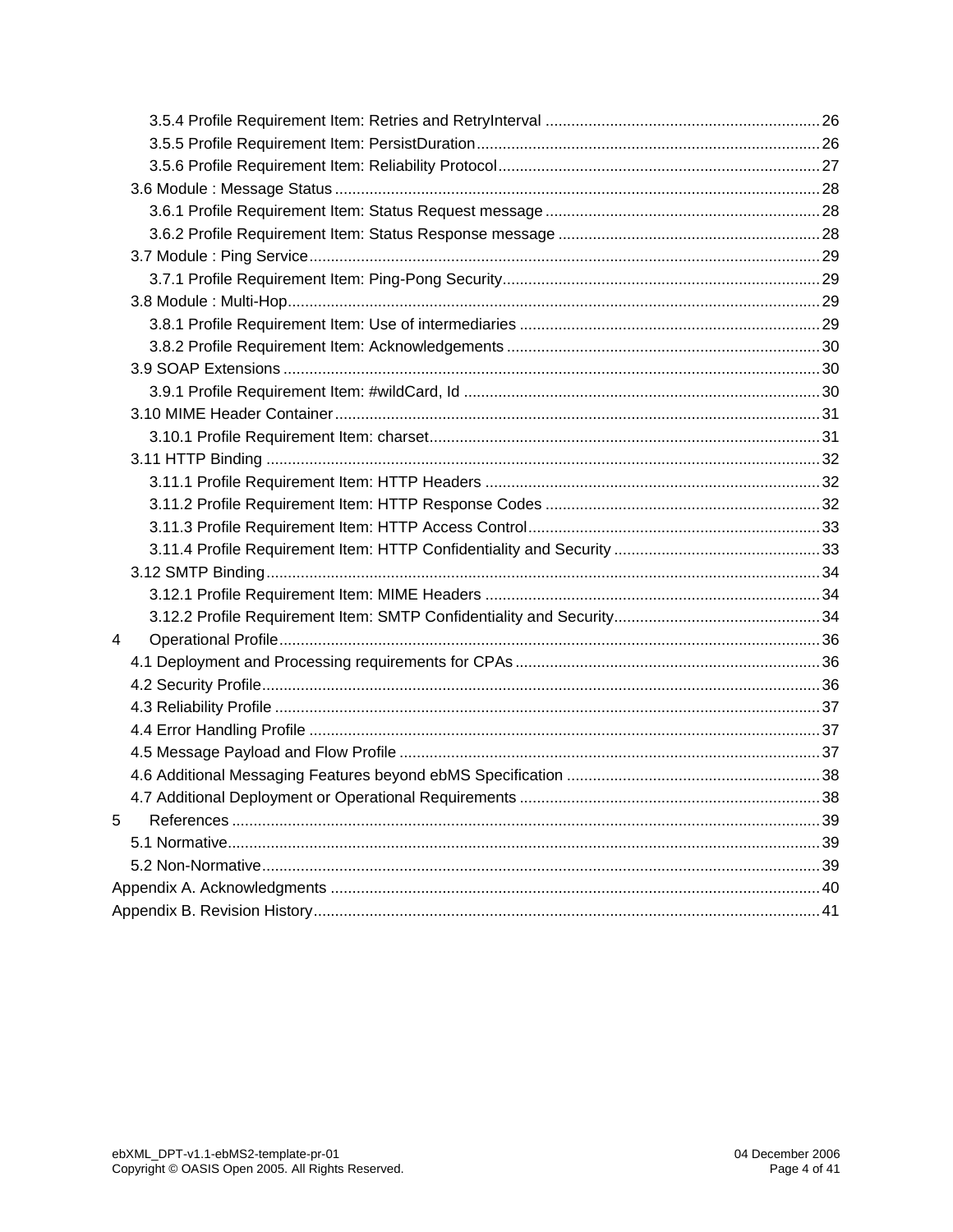- 3.5.4 Profile Requirement Item: Retries and RetryInterval ........ 26
- 3.5.5 Profile Requirement Item: PersistDuration ........ 26
- 3.5.6 Profile Requirement Item: Reliability Protocol ........ 27
- 3.6 Module : Message Status ........ 28
  - 3.6.1 Profile Requirement Item: Status Request message ........ 28
  - 3.6.2 Profile Requirement Item: Status Response message ........ 28
- 3.7 Module : Ping Service ........ 29
  - 3.7.1 Profile Requirement Item: Ping-Pong Security ........ 29
- 3.8 Module : Multi-Hop ........ 29
  - 3.8.1 Profile Requirement Item: Use of intermediaries ........ 29
  - 3.8.2 Profile Requirement Item: Acknowledgements ........ 30
- 3.9 SOAP Extensions ........ 30
  - 3.9.1 Profile Requirement Item: #wildCard, Id ........ 30
- 3.10 MIME Header Container ........ 31
  - 3.10.1 Profile Requirement Item: charset ........ 31
- 3.11 HTTP Binding ........ 32
  - 3.11.1 Profile Requirement Item: HTTP Headers ........ 32
  - 3.11.2 Profile Requirement Item: HTTP Response Codes ........ 32
  - 3.11.3 Profile Requirement Item: HTTP Access Control ........ 33
  - 3.11.4 Profile Requirement Item: HTTP Confidentiality and Security ........ 33
- 3.12 SMTP Binding ........ 34
  - 3.12.1 Profile Requirement Item: MIME Headers ........ 34
  - 3.12.2 Profile Requirement Item: SMTP Confidentiality and Security ........ 34

4 Operational Profile ........ 36
- 4.1 Deployment and Processing requirements for CPAs ........ 36
- 4.2 Security Profile ........ 36
- 4.3 Reliability Profile ........ 37
- 4.4 Error Handling Profile ........ 37
- 4.5 Message Payload and Flow Profile ........ 37
- 4.6 Additional Messaging Features beyond ebMS Specification ........ 38
- 4.7 Additional Deployment or Operational Requirements ........ 38

5 References ........ 39
- 5.1 Normative ........ 39
- 5.2 Non-Normative ........ 39

Appendix A. Acknowledgments ........ 40

Appendix B. Revision History ........ 41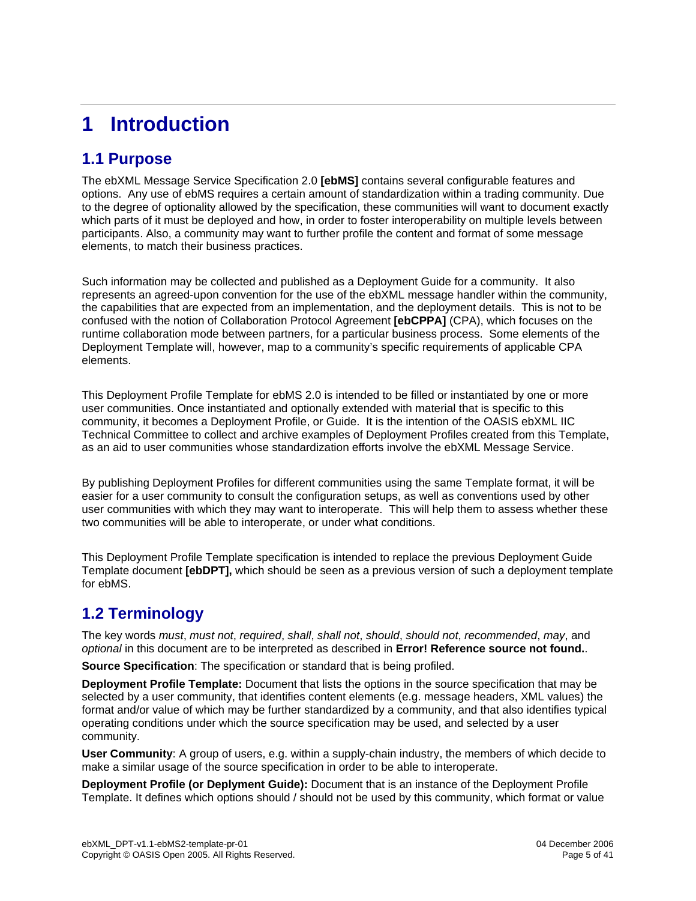# 1 Introduction

## 1.1 Purpose

The ebXML Message Service Specification 2.0 **[ebMS]** contains several configurable features and options. Any use of ebMS requires a certain amount of standardization within a trading community. Due to the degree of optionality allowed by the specification, these communities will want to document exactly which parts of it must be deployed and how, in order to foster interoperability on multiple levels between participants. Also, a community may want to further profile the content and format of some message elements, to match their business practices.

Such information may be collected and published as a Deployment Guide for a community. It also represents an agreed-upon convention for the use of the ebXML message handler within the community, the capabilities that are expected from an implementation, and the deployment details. This is not to be confused with the notion of Collaboration Protocol Agreement **[ebCPPA]** (CPA), which focuses on the runtime collaboration mode between partners, for a particular business process. Some elements of the Deployment Template will, however, map to a community's specific requirements of applicable CPA elements.

This Deployment Profile Template for ebMS 2.0 is intended to be filled or instantiated by one or more user communities. Once instantiated and optionally extended with material that is specific to this community, it becomes a Deployment Profile, or Guide. It is the intention of the OASIS ebXML IIC Technical Committee to collect and archive examples of Deployment Profiles created from this Template, as an aid to user communities whose standardization efforts involve the ebXML Message Service.

By publishing Deployment Profiles for different communities using the same Template format, it will be easier for a user community to consult the configuration setups, as well as conventions used by other user communities with which they may want to interoperate. This will help them to assess whether these two communities will be able to interoperate, or under what conditions.

This Deployment Profile Template specification is intended to replace the previous Deployment Guide Template document **[ebDPT],** which should be seen as a previous version of such a deployment template for ebMS.

## 1.2 Terminology

The key words *must*, *must not*, *required*, *shall*, *shall not*, *should*, *should not*, *recommended*, *may*, and *optional* in this document are to be interpreted as described in **Error! Reference source not found.**.

**Source Specification**: The specification or standard that is being profiled.

**Deployment Profile Template:** Document that lists the options in the source specification that may be selected by a user community, that identifies content elements (e.g. message headers, XML values) the format and/or value of which may be further standardized by a community, and that also identifies typical operating conditions under which the source specification may be used, and selected by a user community.

**User Community**: A group of users, e.g. within a supply-chain industry, the members of which decide to make a similar usage of the source specification in order to be able to interoperate.

**Deployment Profile (or Deplyment Guide):** Document that is an instance of the Deployment Profile Template. It defines which options should / should not be used by this community, which format or value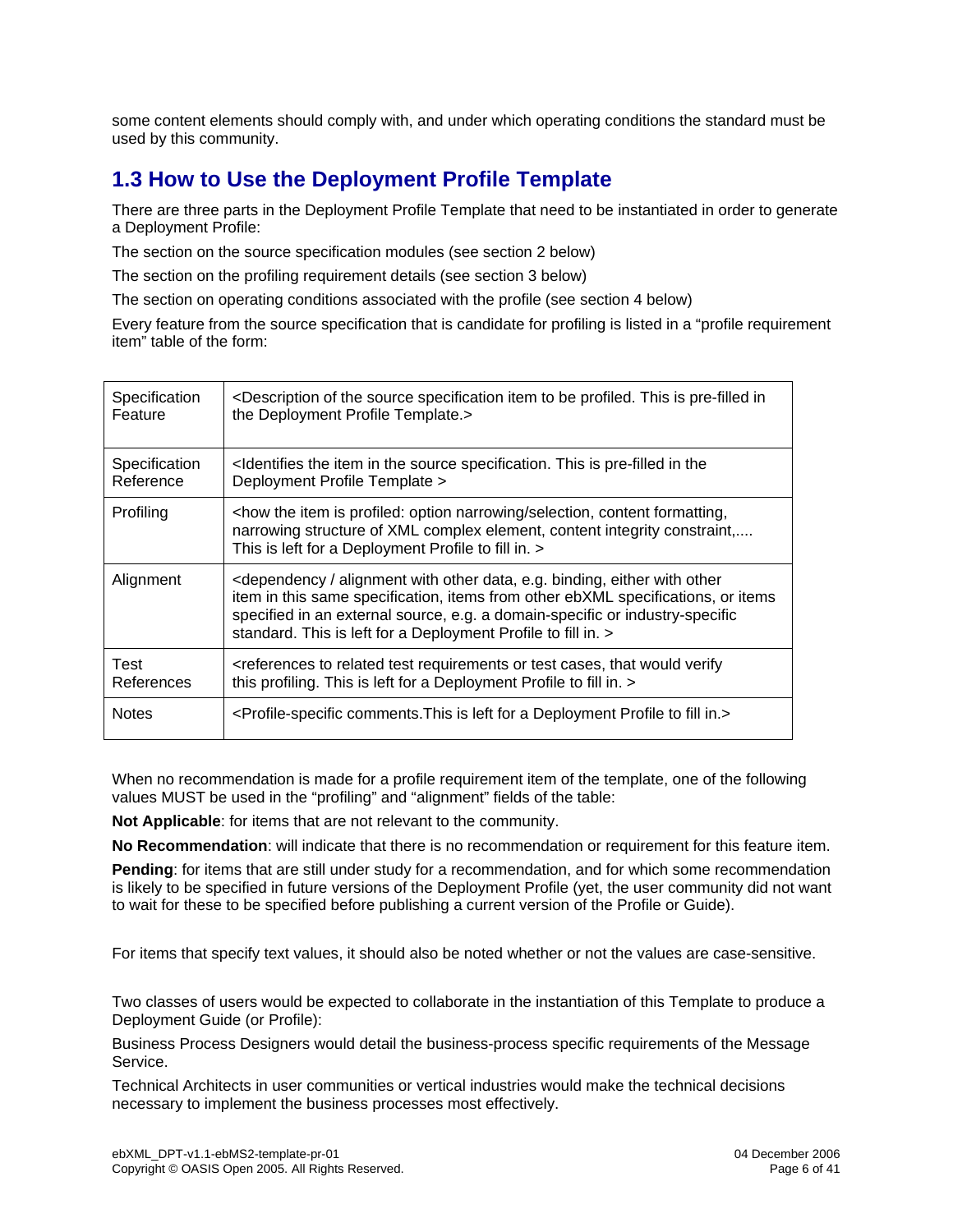some content elements should comply with, and under which operating conditions the standard must be used by this community.

## 1.3 How to Use the Deployment Profile Template

There are three parts in the Deployment Profile Template that need to be instantiated in order to generate a Deployment Profile:

The section on the source specification modules (see section 2 below)

The section on the profiling requirement details (see section 3 below)

The section on operating conditions associated with the profile (see section 4 below)

Every feature from the source specification that is candidate for profiling is listed in a "profile requirement item" table of the form:

| | |
|---|---|
| Specification Feature | <Description of the source specification item to be profiled. This is pre-filled in the Deployment Profile Template.> |
| Specification Reference | <Identifies the item in the source specification. This is pre-filled in the Deployment Profile Template > |
| Profiling | <how the item is profiled: option narrowing/selection, content formatting, narrowing structure of XML complex element, content integrity constraint,.... This is left for a Deployment Profile to fill in. > |
| Alignment | <dependency / alignment with other data, e.g. binding, either with other item in this same specification, items from other ebXML specifications, or items specified in an external source, e.g. a domain-specific or industry-specific standard. This is left for a Deployment Profile to fill in. > |
| Test References | <references to related test requirements or test cases, that would verify this profiling. This is left for a Deployment Profile to fill in. > |
| Notes | <Profile-specific comments.This is left for a Deployment Profile to fill in.> |

When no recommendation is made for a profile requirement item of the template, one of the following values MUST be used in the "profiling" and "alignment" fields of the table:

**Not Applicable**: for items that are not relevant to the community.

**No Recommendation**: will indicate that there is no recommendation or requirement for this feature item.

**Pending**: for items that are still under study for a recommendation, and for which some recommendation is likely to be specified in future versions of the Deployment Profile (yet, the user community did not want to wait for these to be specified before publishing a current version of the Profile or Guide).

For items that specify text values, it should also be noted whether or not the values are case-sensitive.

Two classes of users would be expected to collaborate in the instantiation of this Template to produce a Deployment Guide (or Profile):

Business Process Designers would detail the business-process specific requirements of the Message Service.

Technical Architects in user communities or vertical industries would make the technical decisions necessary to implement the business processes most effectively.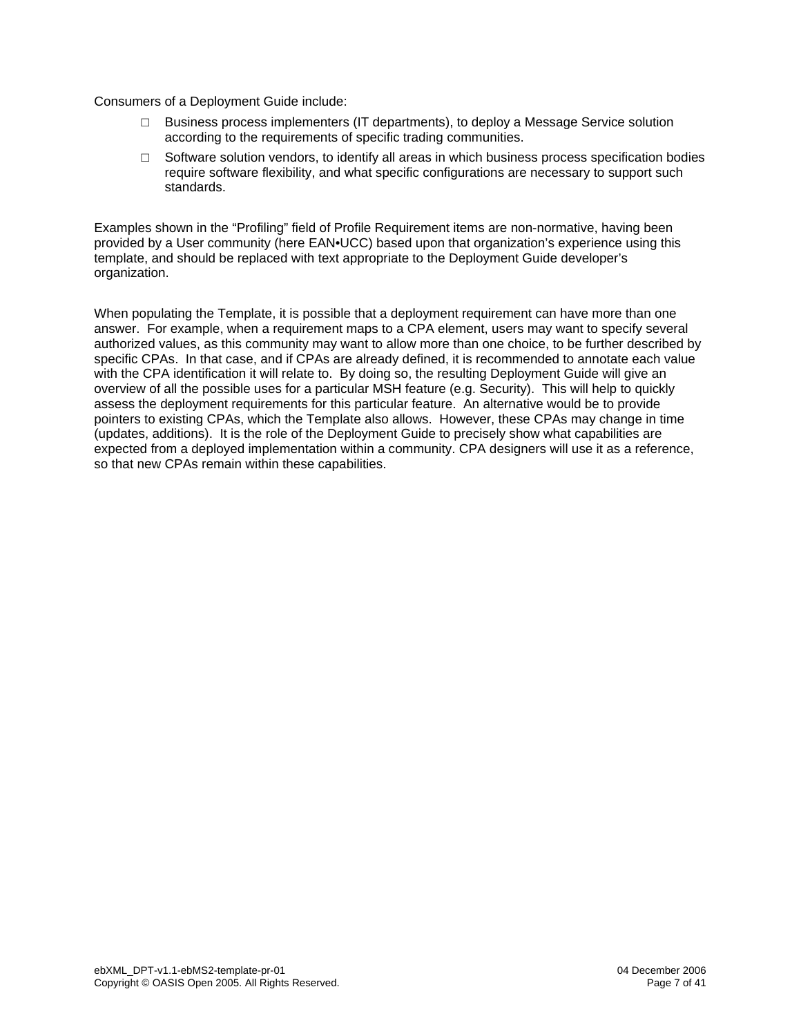Consumers of a Deployment Guide include:

- Business process implementers (IT departments), to deploy a Message Service solution according to the requirements of specific trading communities.
- Software solution vendors, to identify all areas in which business process specification bodies require software flexibility, and what specific configurations are necessary to support such standards.

Examples shown in the “Profiling” field of Profile Requirement items are non-normative, having been provided by a User community (here EAN•UCC) based upon that organization’s experience using this template, and should be replaced with text appropriate to the Deployment Guide developer’s organization.

When populating the Template, it is possible that a deployment requirement can have more than one answer. For example, when a requirement maps to a CPA element, users may want to specify several authorized values, as this community may want to allow more than one choice, to be further described by specific CPAs. In that case, and if CPAs are already defined, it is recommended to annotate each value with the CPA identification it will relate to. By doing so, the resulting Deployment Guide will give an overview of all the possible uses for a particular MSH feature (e.g. Security). This will help to quickly assess the deployment requirements for this particular feature. An alternative would be to provide pointers to existing CPAs, which the Template also allows. However, these CPAs may change in time (updates, additions). It is the role of the Deployment Guide to precisely show what capabilities are expected from a deployed implementation within a community. CPA designers will use it as a reference, so that new CPAs remain within these capabilities.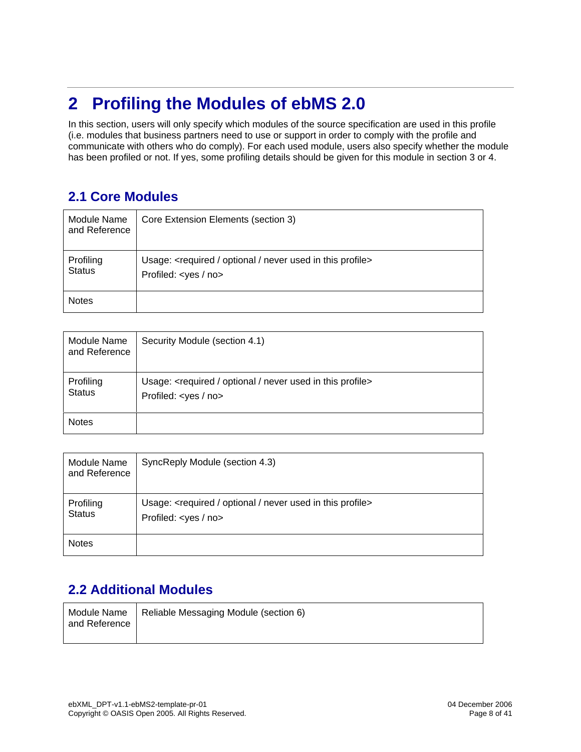# 2 Profiling the Modules of ebMS 2.0

In this section, users will only specify which modules of the source specification are used in this profile (i.e. modules that business partners need to use or support in order to comply with the profile and communicate with others who do comply). For each used module, users also specify whether the module has been profiled or not. If yes, some profiling details should be given for this module in section 3 or 4.

## 2.1 Core Modules

| Module Name and Reference | Core Extension Elements (section 3) |
|---|---|
| Profiling Status | Usage: <required / optional / never used in this profile><br>Profiled: <yes / no> |
| Notes | |

| Module Name and Reference | Security Module (section 4.1) |
|---|---|
| Profiling Status | Usage: <required / optional / never used in this profile><br>Profiled: <yes / no> |
| Notes | |

| Module Name and Reference | SyncReply Module (section 4.3) |
|---|---|
| Profiling Status | Usage: <required / optional / never used in this profile><br>Profiled: <yes / no> |
| Notes | |

## 2.2 Additional Modules

| Module Name and Reference | Reliable Messaging Module (section 6) |
|---|---|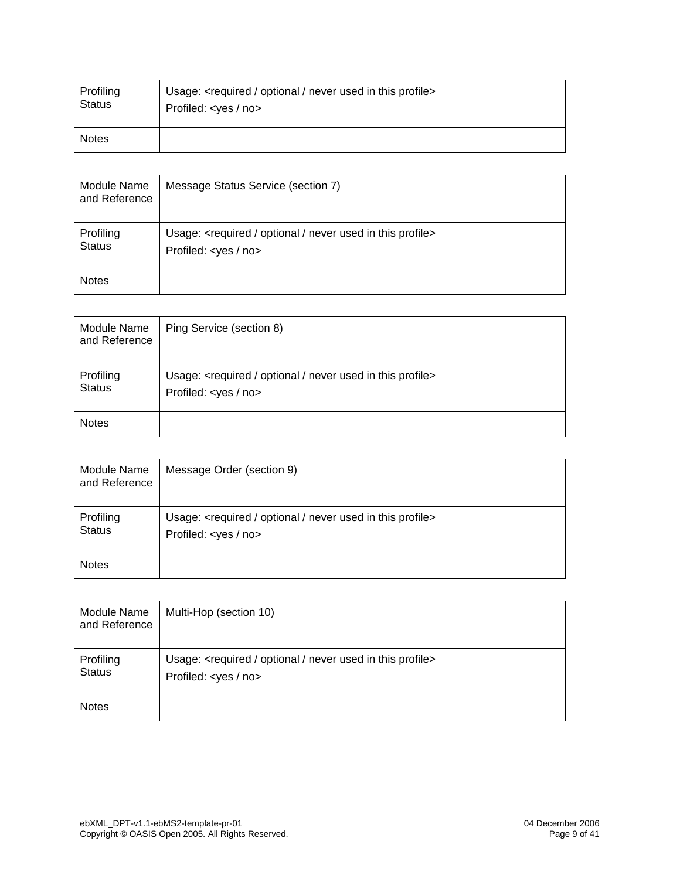| Profiling Status | Usage: <required / optional / never used in this profile><br>Profiled: <yes / no> |
| --- | --- |
| Notes | |

| Module Name and Reference | Message Status Service (section 7) |
| --- | --- |
| Profiling Status | Usage: <required / optional / never used in this profile><br>Profiled: <yes / no> |
| Notes | |

| Module Name and Reference | Ping Service (section 8) |
| --- | --- |
| Profiling Status | Usage: <required / optional / never used in this profile><br>Profiled: <yes / no> |
| Notes | |

| Module Name and Reference | Message Order (section 9) |
| --- | --- |
| Profiling Status | Usage: <required / optional / never used in this profile><br>Profiled: <yes / no> |
| Notes | |

| Module Name and Reference | Multi-Hop (section 10) |
| --- | --- |
| Profiling Status | Usage: <required / optional / never used in this profile><br>Profiled: <yes / no> |
| Notes | |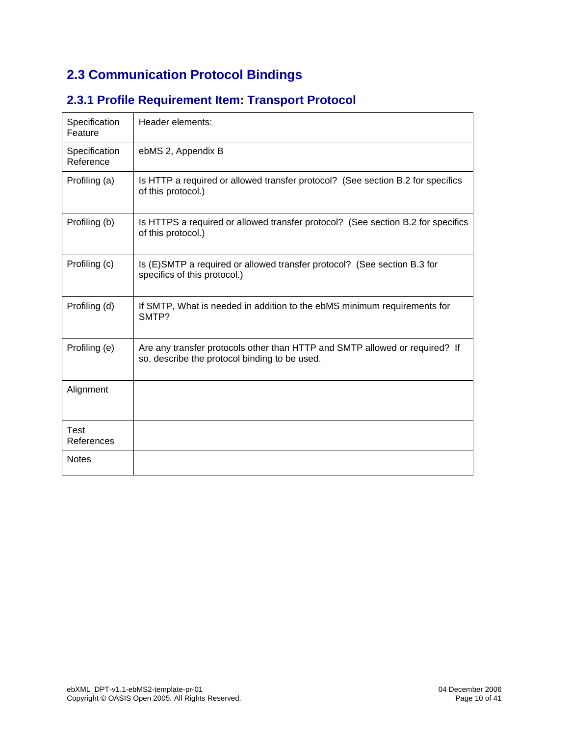## 2.3 Communication Protocol Bindings

### 2.3.1 Profile Requirement Item: Transport Protocol

| Specification Feature | Header elements: |
|---|---|
| Specification Reference | ebMS 2, Appendix B |
| Profiling (a) | Is HTTP a required or allowed transfer protocol? (See section B.2 for specifics of this protocol.) |
| Profiling (b) | Is HTTPS a required or allowed transfer protocol? (See section B.2 for specifics of this protocol.) |
| Profiling (c) | Is (E)SMTP a required or allowed transfer protocol? (See section B.3 for specifics of this protocol.) |
| Profiling (d) | If SMTP, What is needed in addition to the ebMS minimum requirements for SMTP? |
| Profiling (e) | Are any transfer protocols other than HTTP and SMTP allowed or required? If so, describe the protocol binding to be used. |
| Alignment | |
| Test References | |
| Notes | |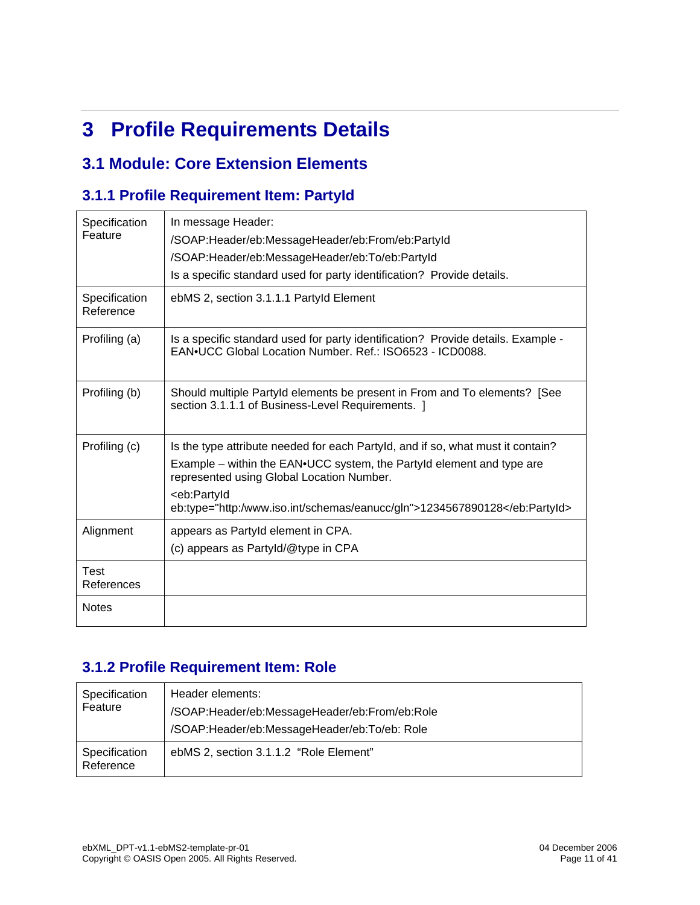# 3 Profile Requirements Details

## 3.1 Module: Core Extension Elements

### 3.1.1 Profile Requirement Item: PartyId

| Specification Feature | In message Header:<br>/SOAP:Header/eb:MessageHeader/eb:From/eb:PartyId<br>/SOAP:Header/eb:MessageHeader/eb:To/eb:PartyId<br>Is a specific standard used for party identification? Provide details. |
|---|---|
| Specification Reference | ebMS 2, section 3.1.1.1 PartyId Element |
| Profiling (a) | Is a specific standard used for party identification? Provide details. Example - EAN•UCC Global Location Number. Ref.: ISO6523 - ICD0088. |
| Profiling (b) | Should multiple PartyId elements be present in From and To elements? [See section 3.1.1.1 of Business-Level Requirements. ] |
| Profiling (c) | Is the type attribute needed for each PartyId, and if so, what must it contain?<br>Example – within the EAN•UCC system, the PartyId element and type are represented using Global Location Number.<br><eb:PartyId eb:type="http:/www.iso.int/schemas/eanucc/gln">1234567890128</eb:PartyId> |
| Alignment | appears as PartyId element in CPA.<br>(c) appears as PartyId/@type in CPA |
| Test References | |
| Notes | |

### 3.1.2 Profile Requirement Item: Role

| Specification Feature | Header elements:<br>/SOAP:Header/eb:MessageHeader/eb:From/eb:Role<br>/SOAP:Header/eb:MessageHeader/eb:To/eb: Role |
|---|---|
| Specification Reference | ebMS 2, section 3.1.1.2 “Role Element” |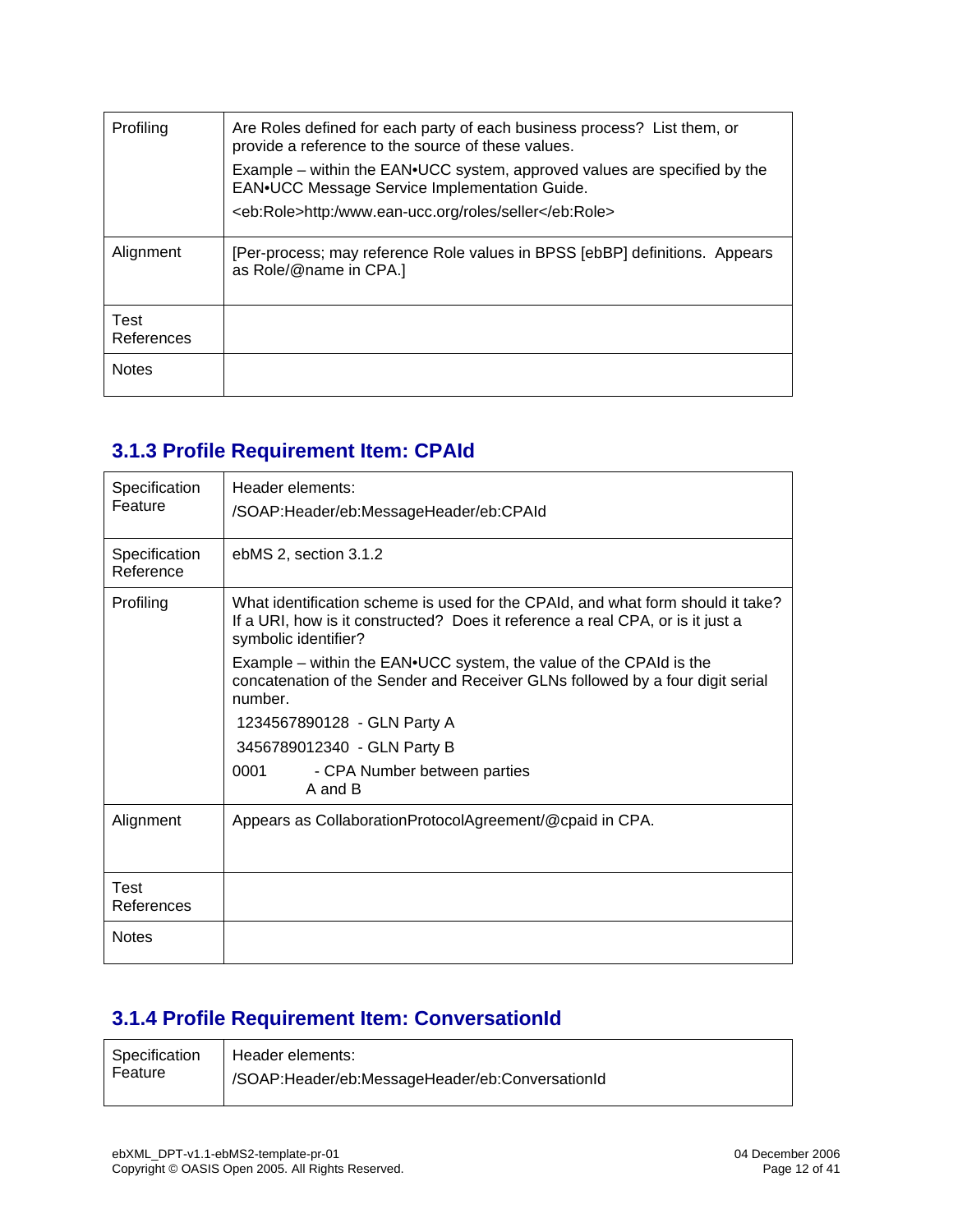| Profiling | Are Roles defined for each party of each business process? List them, or provide a reference to the source of these values.<br>Example – within the EAN•UCC system, approved values are specified by the EAN•UCC Message Service Implementation Guide.<br><eb:Role>http:/www.ean-ucc.org/roles/seller</eb:Role> |
|---|---|
| Alignment | [Per-process; may reference Role values in BPSS [ebBP] definitions. Appears as Role/@name in CPA.] |
| Test References | |
| Notes | |

### 3.1.3 Profile Requirement Item: CPAId

| Specification Feature | Header elements:<br>/SOAP:Header/eb:MessageHeader/eb:CPAId |
|---|---|
| Specification Reference | ebMS 2, section 3.1.2 |
| Profiling | What identification scheme is used for the CPAId, and what form should it take? If a URI, how is it constructed? Does it reference a real CPA, or is it just a symbolic identifier?<br>Example – within the EAN•UCC system, the value of the CPAId is the concatenation of the Sender and Receiver GLNs followed by a four digit serial number.<br>1234567890128 - GLN Party A<br>3456789012340 - GLN Party B<br>0001 - CPA Number between parties A and B |
| Alignment | Appears as CollaborationProtocolAgreement/@cpaid in CPA. |
| Test References | |
| Notes | |

### 3.1.4 Profile Requirement Item: ConversationId

| Specification Feature | Header elements:<br>/SOAP:Header/eb:MessageHeader/eb:ConversationId |
|---|---|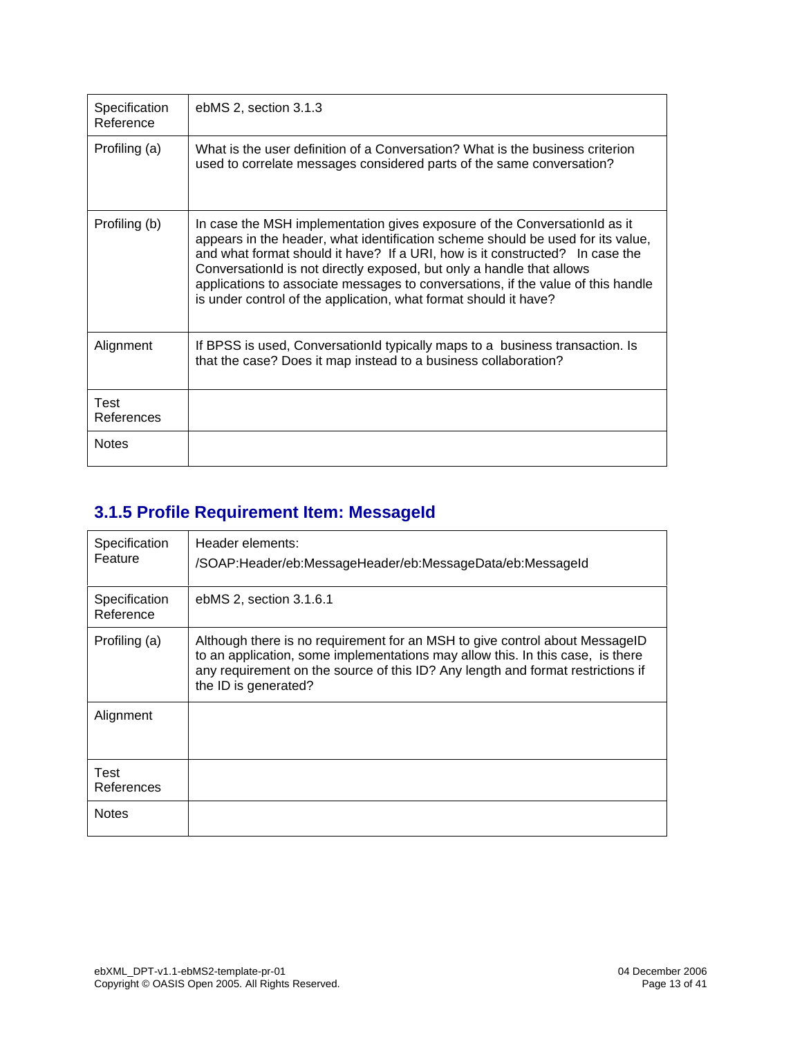| Specification Reference | ebMS 2, section 3.1.3 |
|---|---|
| Profiling (a) | What is the user definition of a Conversation? What is the business criterion used to correlate messages considered parts of the same conversation? |
| Profiling (b) | In case the MSH implementation gives exposure of the ConversationId as it appears in the header, what identification scheme should be used for its value, and what format should it have? If a URI, how is it constructed? In case the ConversationId is not directly exposed, but only a handle that allows applications to associate messages to conversations, if the value of this handle is under control of the application, what format should it have? |
| Alignment | If BPSS is used, ConversationId typically maps to a business transaction. Is that the case? Does it map instead to a business collaboration? |
| Test References | |
| Notes | |

### 3.1.5 Profile Requirement Item: MessageId

| Specification Feature | Header elements: /SOAP:Header/eb:MessageHeader/eb:MessageData/eb:MessageId |
|---|---|
| Specification Reference | ebMS 2, section 3.1.6.1 |
| Profiling (a) | Although there is no requirement for an MSH to give control about MessageID to an application, some implementations may allow this. In this case, is there any requirement on the source of this ID? Any length and format restrictions if the ID is generated? |
| Alignment | |
| Test References | |
| Notes | |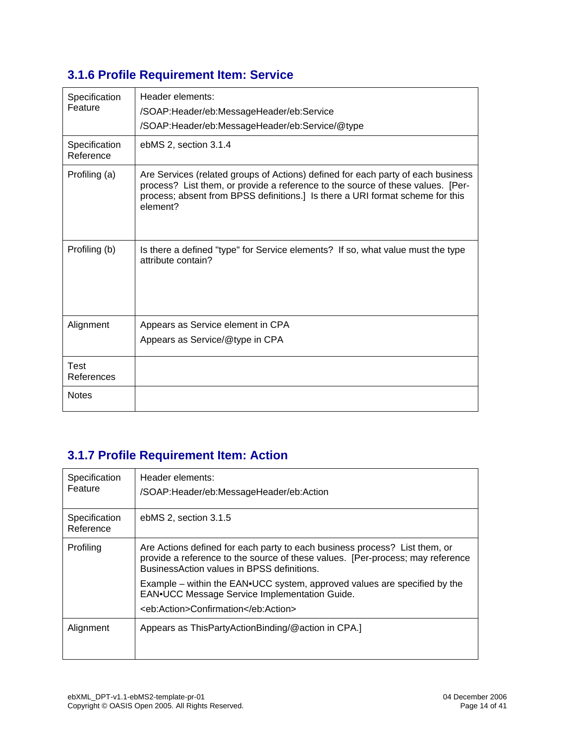### 3.1.6 Profile Requirement Item: Service

| | |
|---|---|
| Specification Feature | Header elements:<br>/SOAP:Header/eb:MessageHeader/eb:Service<br>/SOAP:Header/eb:MessageHeader/eb:Service/@type |
| Specification Reference | ebMS 2, section 3.1.4 |
| Profiling (a) | Are Services (related groups of Actions) defined for each party of each business process? List them, or provide a reference to the source of these values. [Per-process; absent from BPSS definitions.] Is there a URI format scheme for this element? |
| Profiling (b) | Is there a defined "type" for Service elements? If so, what value must the type attribute contain? |
| Alignment | Appears as Service element in CPA<br>Appears as Service/@type in CPA |
| Test References | |
| Notes | |

### 3.1.7 Profile Requirement Item: Action

| | |
|---|---|
| Specification Feature | Header elements:<br>/SOAP:Header/eb:MessageHeader/eb:Action |
| Specification Reference | ebMS 2, section 3.1.5 |
| Profiling | Are Actions defined for each party to each business process? List them, or provide a reference to the source of these values. [Per-process; may reference BusinessAction values in BPSS definitions.<br>Example – within the EAN•UCC system, approved values are specified by the EAN•UCC Message Service Implementation Guide.<br>&lt;eb:Action&gt;Confirmation&lt;/eb:Action&gt; |
| Alignment | Appears as ThisPartyActionBinding/@action in CPA.] |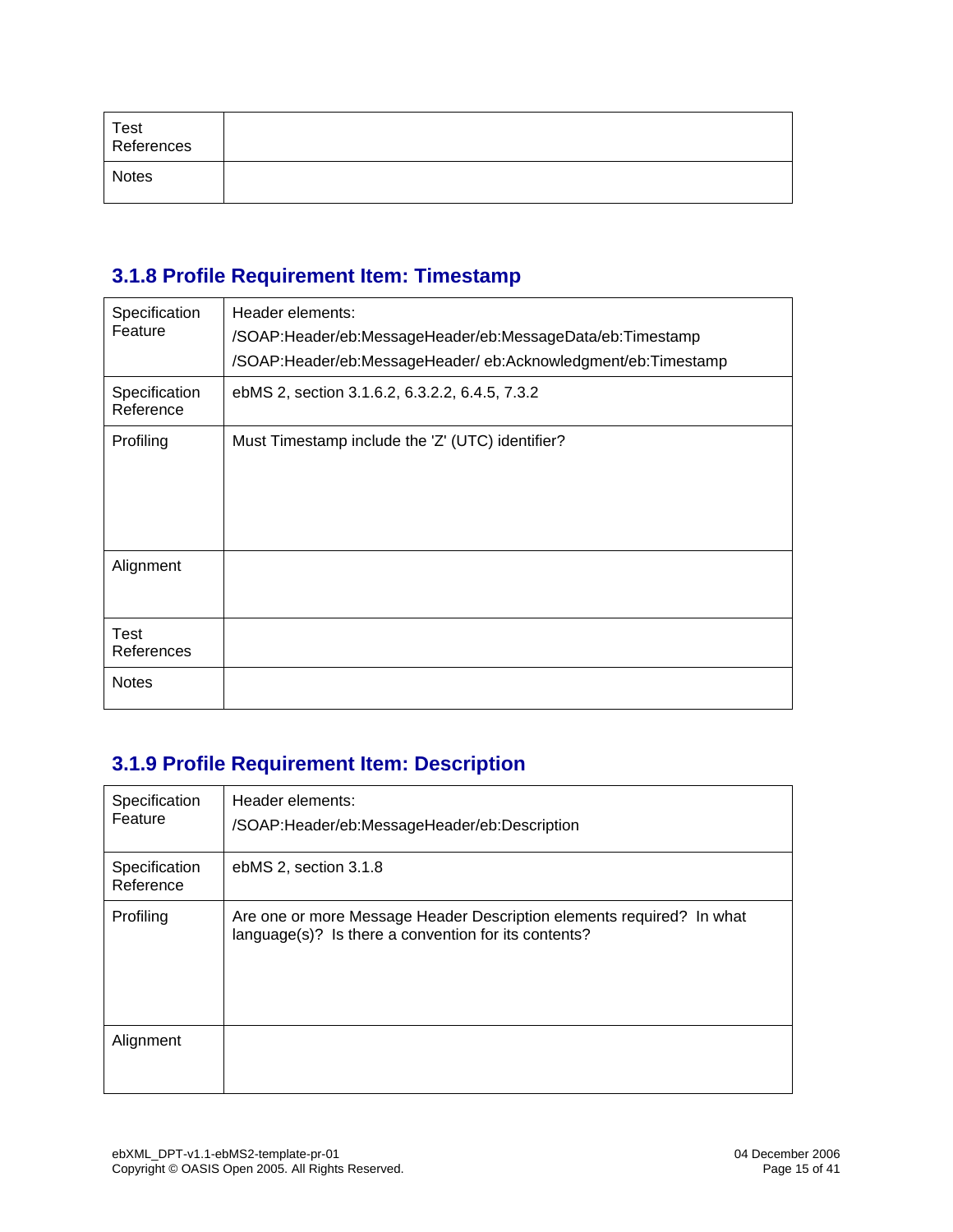| | |
|---|---|
| Test References | |
| Notes | |

### 3.1.8 Profile Requirement Item: Timestamp

| | |
|---|---|
| Specification Feature | Header elements:<br>/SOAP:Header/eb:MessageHeader/eb:MessageData/eb:Timestamp<br>/SOAP:Header/eb:MessageHeader/ eb:Acknowledgment/eb:Timestamp |
| Specification Reference | ebMS 2, section 3.1.6.2, 6.3.2.2, 6.4.5, 7.3.2 |
| Profiling | Must Timestamp include the 'Z' (UTC) identifier? |
| Alignment | |
| Test References | |
| Notes | |

### 3.1.9 Profile Requirement Item: Description

| | |
|---|---|
| Specification Feature | Header elements:<br>/SOAP:Header/eb:MessageHeader/eb:Description |
| Specification Reference | ebMS 2, section 3.1.8 |
| Profiling | Are one or more Message Header Description elements required? In what language(s)? Is there a convention for its contents? |
| Alignment | |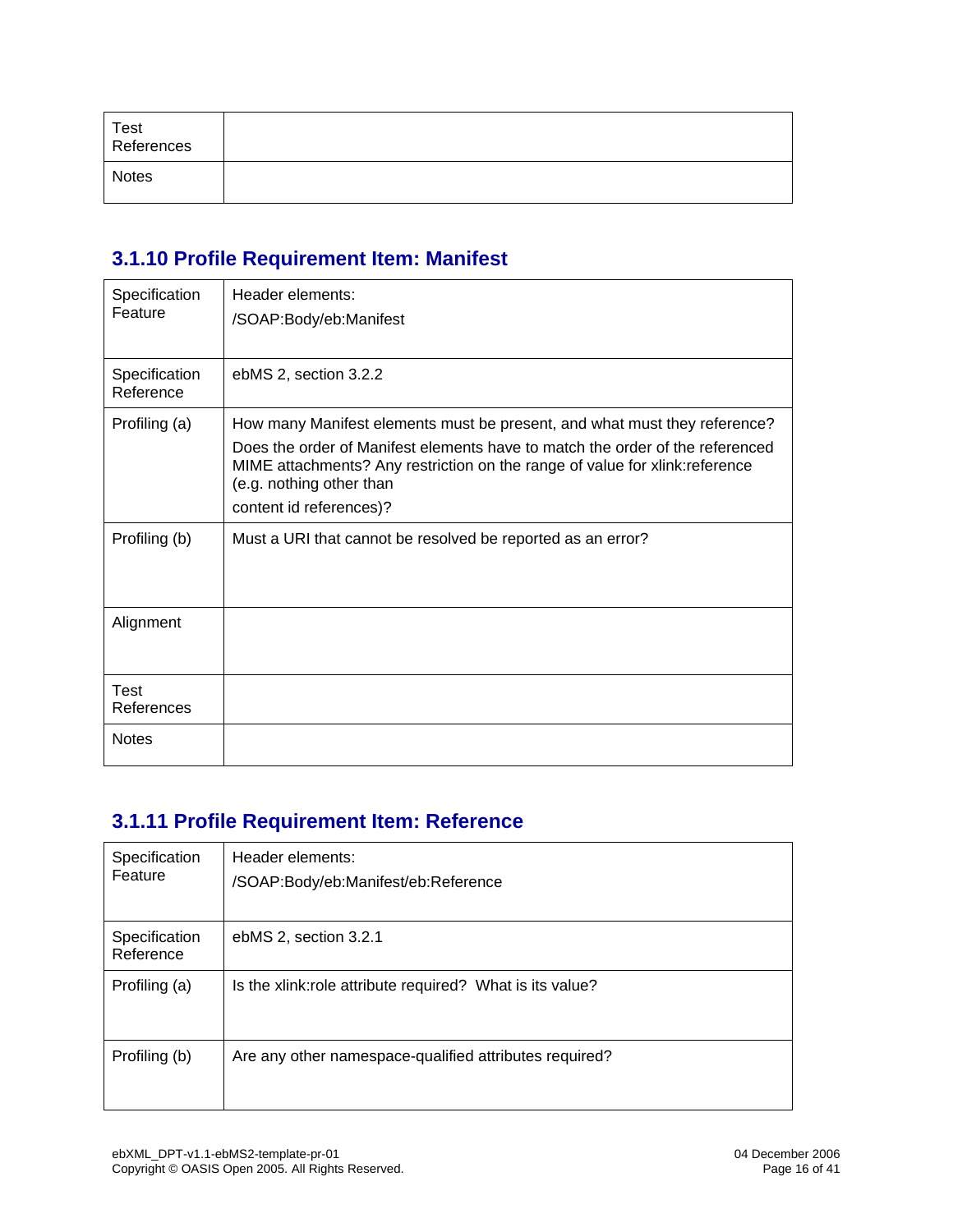| Test References | |
|---|---|
| Notes | |

### 3.1.10 Profile Requirement Item: Manifest

| Specification Feature | Header elements: /SOAP:Body/eb:Manifest |
|---|---|
| Specification Reference | ebMS 2, section 3.2.2 |
| Profiling (a) | How many Manifest elements must be present, and what must they reference? Does the order of Manifest elements have to match the order of the referenced MIME attachments? Any restriction on the range of value for xlink:reference (e.g. nothing other than content id references)? |
| Profiling (b) | Must a URI that cannot be resolved be reported as an error? |
| Alignment | |
| Test References | |
| Notes | |

### 3.1.11 Profile Requirement Item: Reference

| Specification Feature | Header elements: /SOAP:Body/eb:Manifest/eb:Reference |
|---|---|
| Specification Reference | ebMS 2, section 3.2.1 |
| Profiling (a) | Is the xlink:role attribute required? What is its value? |
| Profiling (b) | Are any other namespace-qualified attributes required? |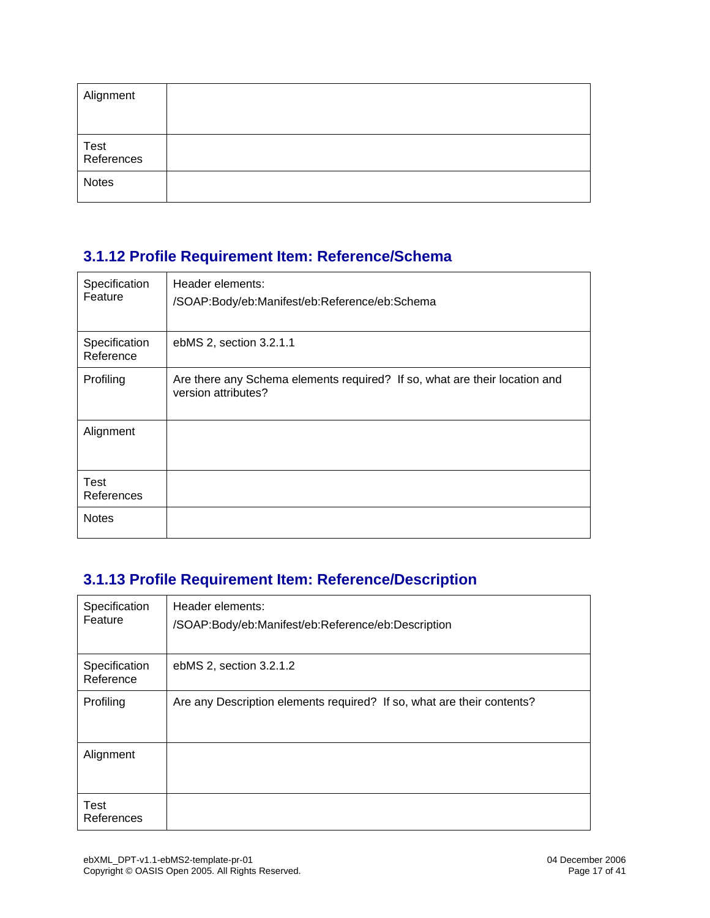| | |
|---|---|
| Alignment | |
| Test References | |
| Notes | |

### 3.1.12 Profile Requirement Item: Reference/Schema

| | |
|---|---|
| Specification Feature | Header elements:<br>/SOAP:Body/eb:Manifest/eb:Reference/eb:Schema |
| Specification Reference | ebMS 2, section 3.2.1.1 |
| Profiling | Are there any Schema elements required? If so, what are their location and version attributes? |
| Alignment | |
| Test References | |
| Notes | |

### 3.1.13 Profile Requirement Item: Reference/Description

| | |
|---|---|
| Specification Feature | Header elements:<br>/SOAP:Body/eb:Manifest/eb:Reference/eb:Description |
| Specification Reference | ebMS 2, section 3.2.1.2 |
| Profiling | Are any Description elements required? If so, what are their contents? |
| Alignment | |
| Test References | |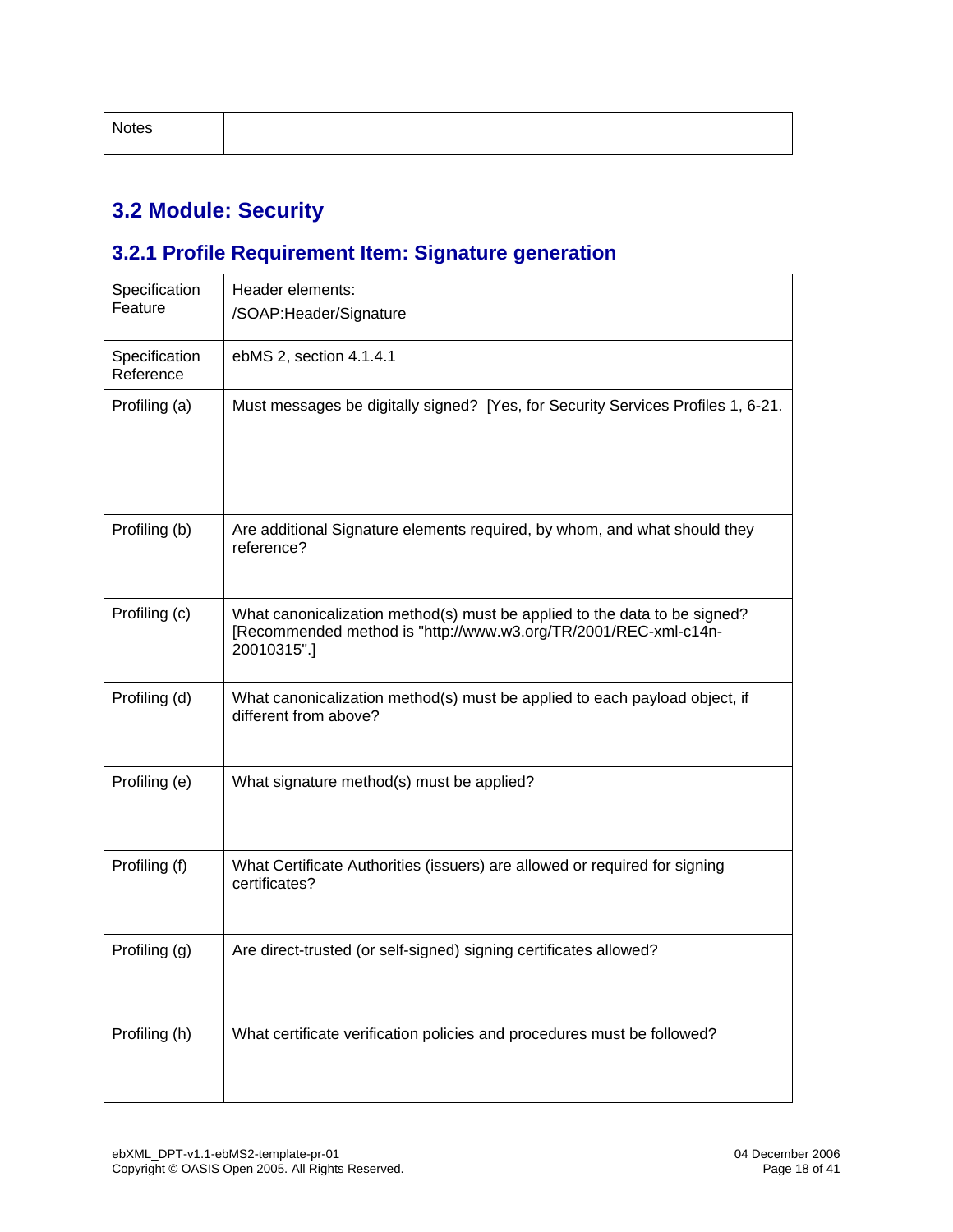| Notes | |
|---|---|

## 3.2 Module: Security

### 3.2.1 Profile Requirement Item: Signature generation

| Specification Feature | Header elements: /SOAP:Header/Signature |
|---|---|
| Specification Reference | ebMS 2, section 4.1.4.1 |
| Profiling (a) | Must messages be digitally signed? [Yes, for Security Services Profiles 1, 6-21. |
| Profiling (b) | Are additional Signature elements required, by whom, and what should they reference? |
| Profiling (c) | What canonicalization method(s) must be applied to the data to be signed? [Recommended method is "http://www.w3.org/TR/2001/REC-xml-c14n-20010315".] |
| Profiling (d) | What canonicalization method(s) must be applied to each payload object, if different from above? |
| Profiling (e) | What signature method(s) must be applied? |
| Profiling (f) | What Certificate Authorities (issuers) are allowed or required for signing certificates? |
| Profiling (g) | Are direct-trusted (or self-signed) signing certificates allowed? |
| Profiling (h) | What certificate verification policies and procedures must be followed? |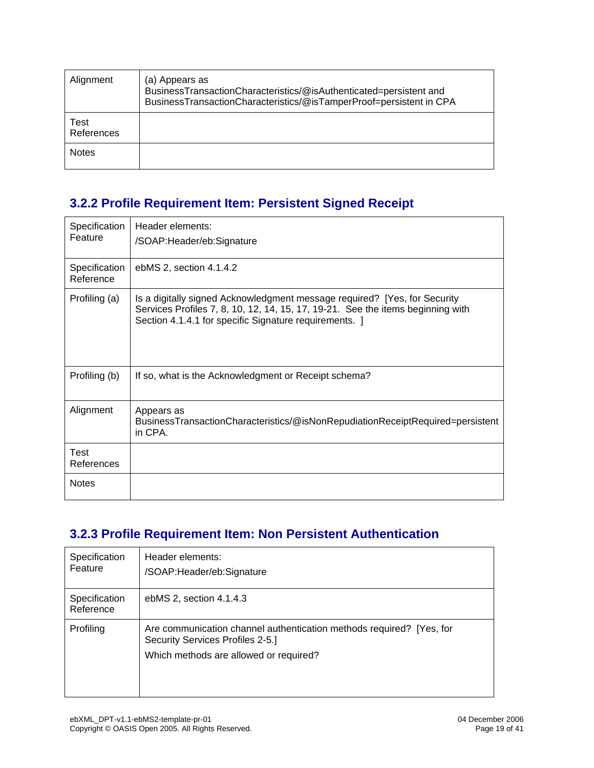| Alignment | (a) Appears as BusinessTransactionCharacteristics/@isAuthenticated=persistent and BusinessTransactionCharacteristics/@isTamperProof=persistent in CPA |
|---|---|
| Test References | |
| Notes | |

### 3.2.2 Profile Requirement Item: Persistent Signed Receipt

| Specification Feature | Header elements:<br>/SOAP:Header/eb:Signature |
|---|---|
| Specification Reference | ebMS 2, section 4.1.4.2 |
| Profiling (a) | Is a digitally signed Acknowledgment message required? [Yes, for Security Services Profiles 7, 8, 10, 12, 14, 15, 17, 19-21. See the items beginning with Section 4.1.4.1 for specific Signature requirements. ] |
| Profiling (b) | If so, what is the Acknowledgment or Receipt schema? |
| Alignment | Appears as BusinessTransactionCharacteristics/@isNonRepudiationReceiptRequired=persistent in CPA. |
| Test References | |
| Notes | |

### 3.2.3 Profile Requirement Item: Non Persistent Authentication

| Specification Feature | Header elements:<br>/SOAP:Header/eb:Signature |
|---|---|
| Specification Reference | ebMS 2, section 4.1.4.3 |
| Profiling | Are communication channel authentication methods required? [Yes, for Security Services Profiles 2-5.]<br>Which methods are allowed or required? |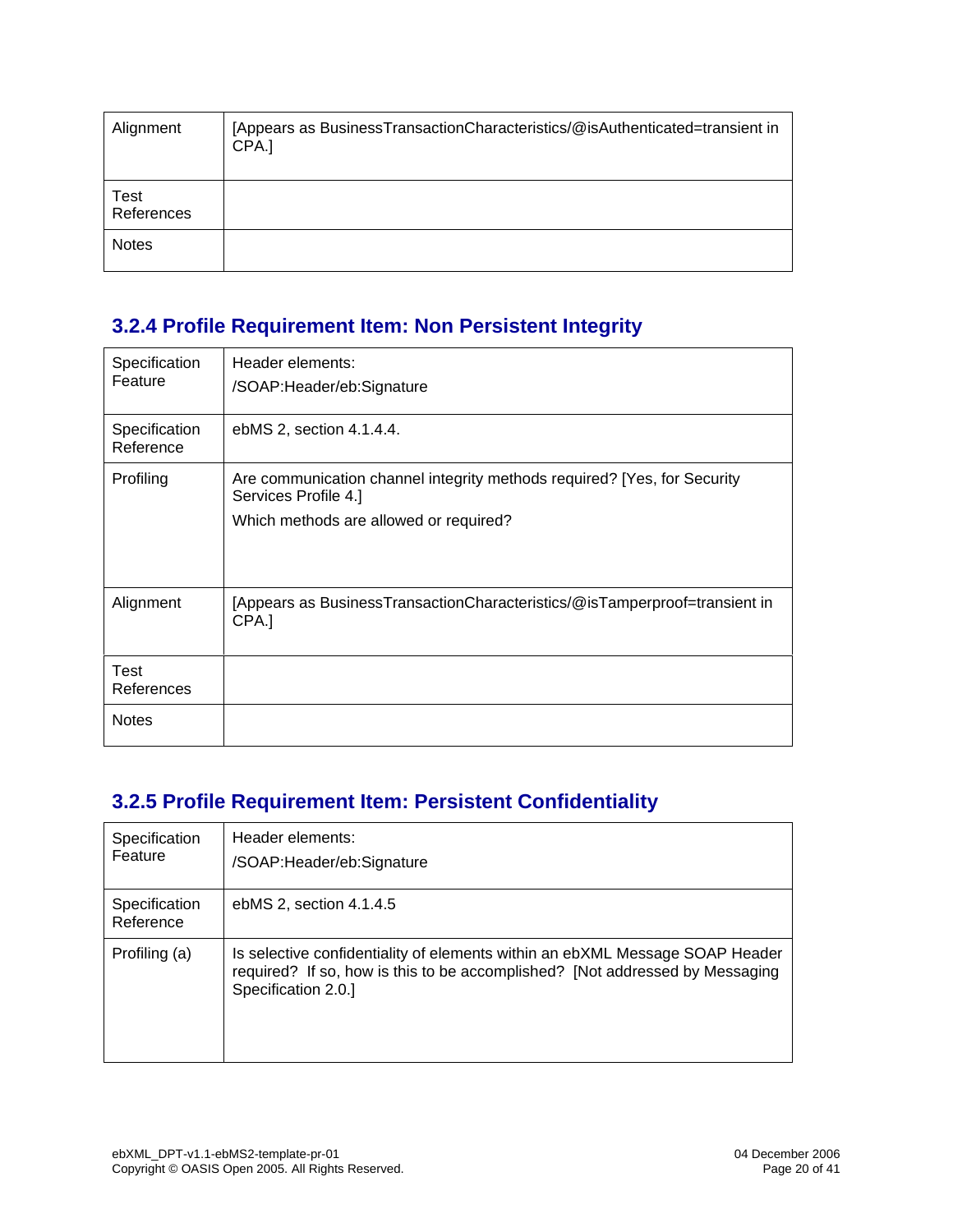| | |
|---|---|
| Alignment | [Appears as BusinessTransactionCharacteristics/@isAuthenticated=transient in CPA.] |
| Test References | |
| Notes | |

### 3.2.4 Profile Requirement Item: Non Persistent Integrity

| | |
|---|---|
| Specification Feature | Header elements:<br>/SOAP:Header/eb:Signature |
| Specification Reference | ebMS 2, section 4.1.4.4. |
| Profiling | Are communication channel integrity methods required? [Yes, for Security Services Profile 4.]<br>Which methods are allowed or required? |
| Alignment | [Appears as BusinessTransactionCharacteristics/@isTamperproof=transient in CPA.] |
| Test References | |
| Notes | |

### 3.2.5 Profile Requirement Item: Persistent Confidentiality

| | |
|---|---|
| Specification Feature | Header elements:<br>/SOAP:Header/eb:Signature |
| Specification Reference | ebMS 2, section 4.1.4.5 |
| Profiling (a) | Is selective confidentiality of elements within an ebXML Message SOAP Header required? If so, how is this to be accomplished? [Not addressed by Messaging Specification 2.0.] |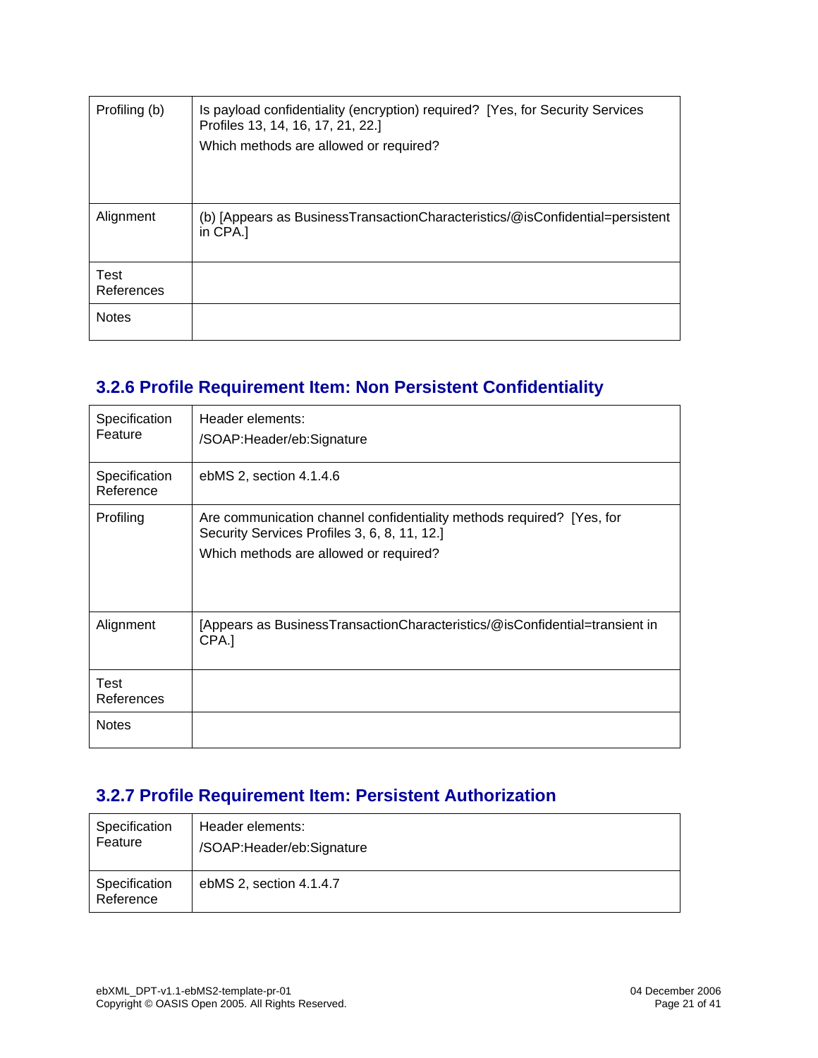| | |
|---|---|
| Profiling (b) | Is payload confidentiality (encryption) required? [Yes, for Security Services Profiles 13, 14, 16, 17, 21, 22.]<br>Which methods are allowed or required? |
| Alignment | (b) [Appears as BusinessTransactionCharacteristics/@isConfidential=persistent in CPA.] |
| Test References | |
| Notes | |

### 3.2.6 Profile Requirement Item: Non Persistent Confidentiality

| | |
|---|---|
| Specification Feature | Header elements:<br>/SOAP:Header/eb:Signature |
| Specification Reference | ebMS 2, section 4.1.4.6 |
| Profiling | Are communication channel confidentiality methods required? [Yes, for Security Services Profiles 3, 6, 8, 11, 12.]<br>Which methods are allowed or required? |
| Alignment | [Appears as BusinessTransactionCharacteristics/@isConfidential=transient in CPA.] |
| Test References | |
| Notes | |

### 3.2.7 Profile Requirement Item: Persistent Authorization

| | |
|---|---|
| Specification Feature | Header elements:<br>/SOAP:Header/eb:Signature |
| Specification Reference | ebMS 2, section 4.1.4.7 |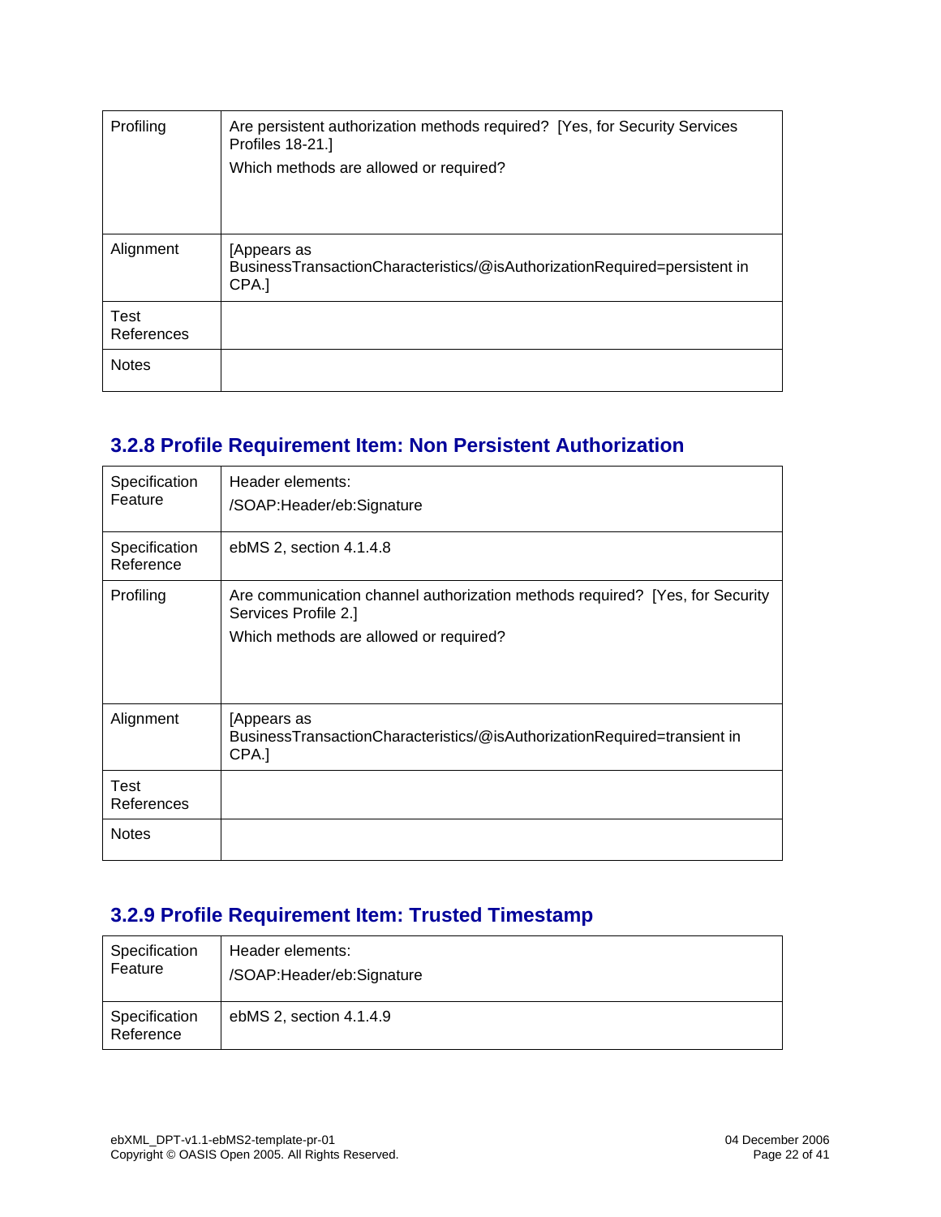| | |
|---|---|
| Profiling | Are persistent authorization methods required? [Yes, for Security Services Profiles 18-21.]<br>Which methods are allowed or required? |
| Alignment | [Appears as BusinessTransactionCharacteristics/@isAuthorizationRequired=persistent in CPA.] |
| Test References | |
| Notes | |

### 3.2.8 Profile Requirement Item: Non Persistent Authorization

| | |
|---|---|
| Specification Feature | Header elements:<br>/SOAP:Header/eb:Signature |
| Specification Reference | ebMS 2, section 4.1.4.8 |
| Profiling | Are communication channel authorization methods required? [Yes, for Security Services Profile 2.]<br>Which methods are allowed or required? |
| Alignment | [Appears as BusinessTransactionCharacteristics/@isAuthorizationRequired=transient in CPA.] |
| Test References | |
| Notes | |

### 3.2.9 Profile Requirement Item: Trusted Timestamp

| | |
|---|---|
| Specification Feature | Header elements:<br>/SOAP:Header/eb:Signature |
| Specification Reference | ebMS 2, section 4.1.4.9 |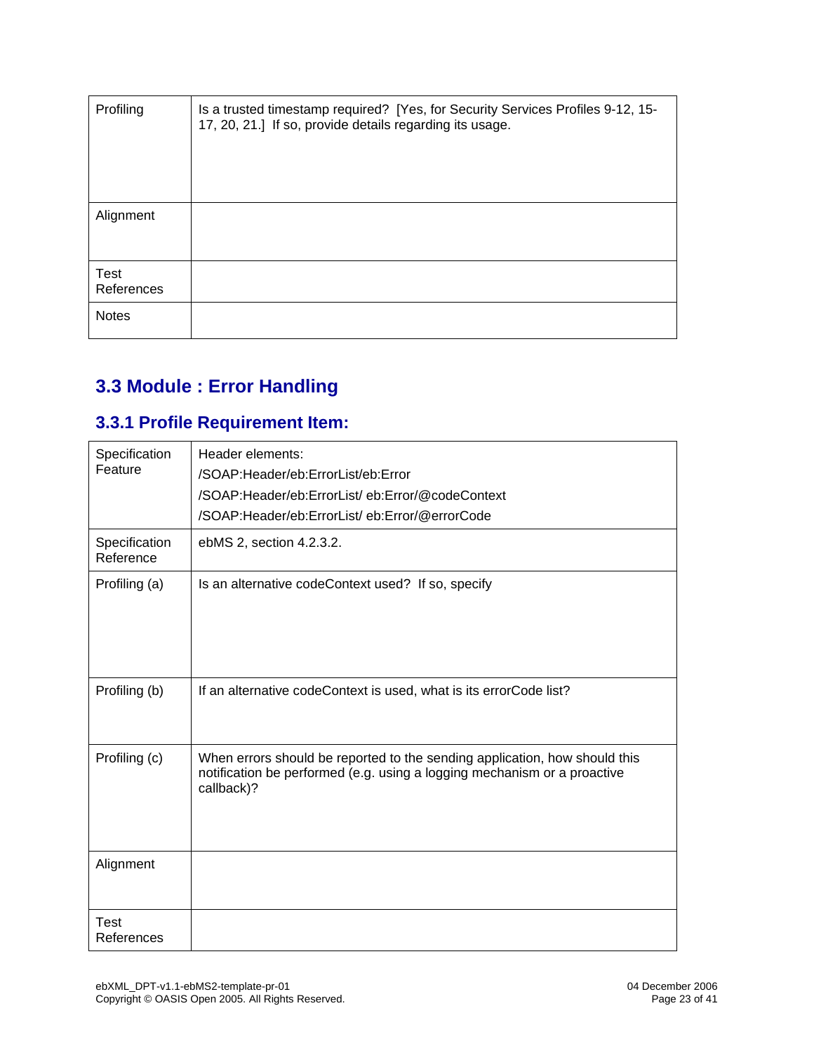| | |
|---|---|
| Profiling | Is a trusted timestamp required? [Yes, for Security Services Profiles 9-12, 15-17, 20, 21.] If so, provide details regarding its usage. |
| Alignment | |
| Test References | |
| Notes | |

## 3.3 Module : Error Handling

### 3.3.1 Profile Requirement Item:

| | |
|---|---|
| Specification Feature | Header elements:<br>/SOAP:Header/eb:ErrorList/eb:Error<br>/SOAP:Header/eb:ErrorList/ eb:Error/@codeContext<br>/SOAP:Header/eb:ErrorList/ eb:Error/@errorCode |
| Specification Reference | ebMS 2, section 4.2.3.2. |
| Profiling (a) | Is an alternative codeContext used? If so, specify |
| Profiling (b) | If an alternative codeContext is used, what is its errorCode list? |
| Profiling (c) | When errors should be reported to the sending application, how should this notification be performed (e.g. using a logging mechanism or a proactive callback)? |
| Alignment | |
| Test References | |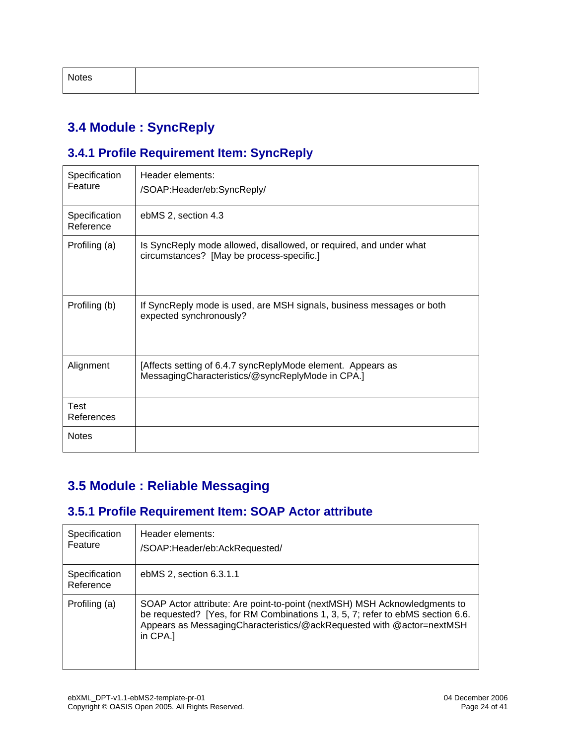| Notes | |
|---|---|

## 3.4 Module : SyncReply

### 3.4.1 Profile Requirement Item: SyncReply

| Specification Feature | Header elements: /SOAP:Header/eb:SyncReply/ |
|---|---|
| Specification Reference | ebMS 2, section 4.3 |
| Profiling (a) | Is SyncReply mode allowed, disallowed, or required, and under what circumstances? [May be process-specific.] |
| Profiling (b) | If SyncReply mode is used, are MSH signals, business messages or both expected synchronously? |
| Alignment | [Affects setting of 6.4.7 syncReplyMode element. Appears as MessagingCharacteristics/@syncReplyMode in CPA.] |
| Test References | |
| Notes | |

## 3.5 Module : Reliable Messaging

### 3.5.1 Profile Requirement Item: SOAP Actor attribute

| Specification Feature | Header elements: /SOAP:Header/eb:AckRequested/ |
|---|---|
| Specification Reference | ebMS 2, section 6.3.1.1 |
| Profiling (a) | SOAP Actor attribute: Are point-to-point (nextMSH) MSH Acknowledgments to be requested? [Yes, for RM Combinations 1, 3, 5, 7; refer to ebMS section 6.6. Appears as MessagingCharacteristics/@ackRequested with @actor=nextMSH in CPA.] |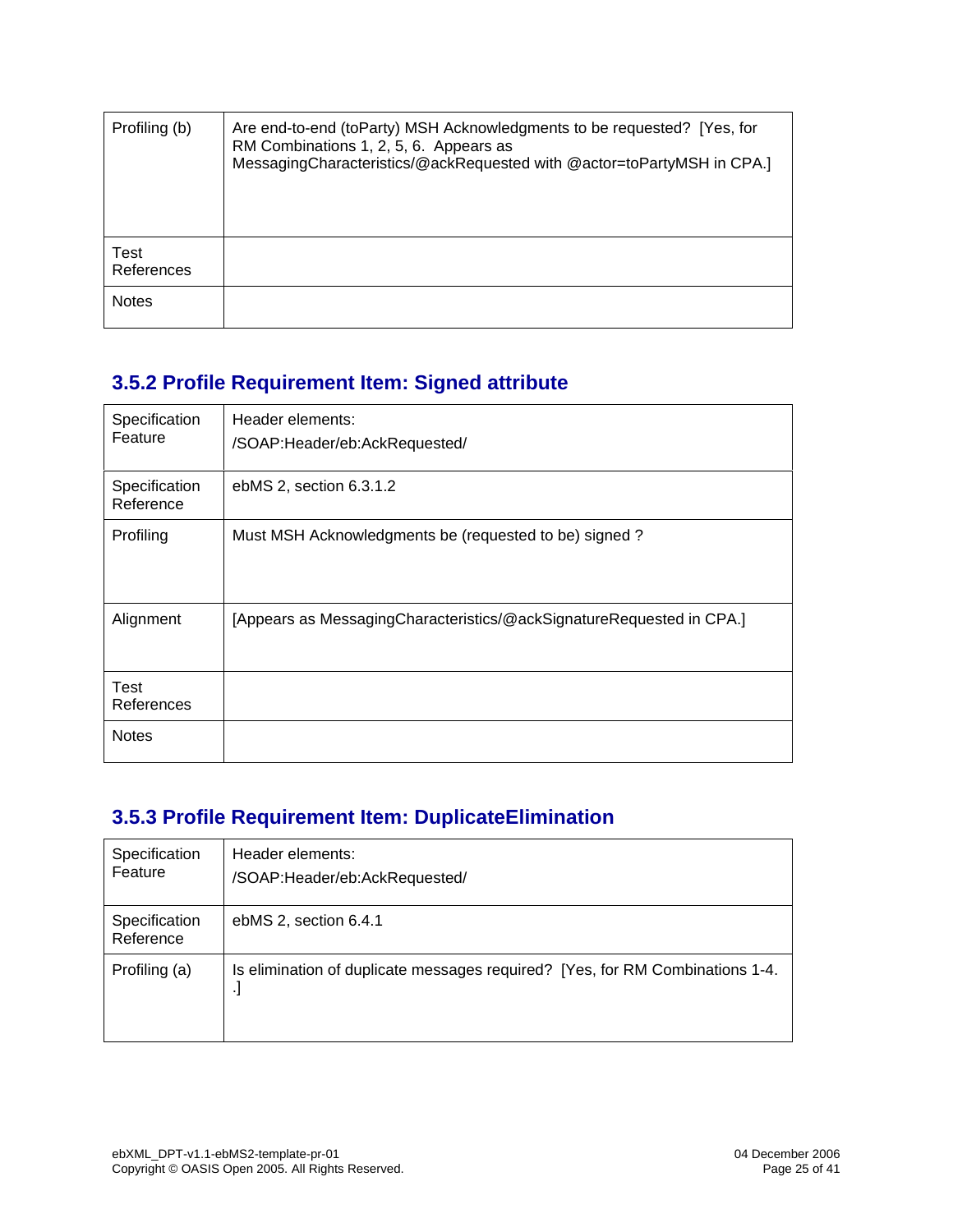| | |
|---|---|
| Profiling (b) | Are end-to-end (toParty) MSH Acknowledgments to be requested? [Yes, for RM Combinations 1, 2, 5, 6. Appears as MessagingCharacteristics/@ackRequested with @actor=toPartyMSH in CPA.] |
| Test References | |
| Notes | |

### 3.5.2 Profile Requirement Item: Signed attribute

| | |
|---|---|
| Specification Feature | Header elements:<br>/SOAP:Header/eb:AckRequested/ |
| Specification Reference | ebMS 2, section 6.3.1.2 |
| Profiling | Must MSH Acknowledgments be (requested to be) signed ? |
| Alignment | [Appears as MessagingCharacteristics/@ackSignatureRequested in CPA.] |
| Test References | |
| Notes | |

### 3.5.3 Profile Requirement Item: DuplicateElimination

| | |
|---|---|
| Specification Feature | Header elements:<br>/SOAP:Header/eb:AckRequested/ |
| Specification Reference | ebMS 2, section 6.4.1 |
| Profiling (a) | Is elimination of duplicate messages required? [Yes, for RM Combinations 1-4. .] |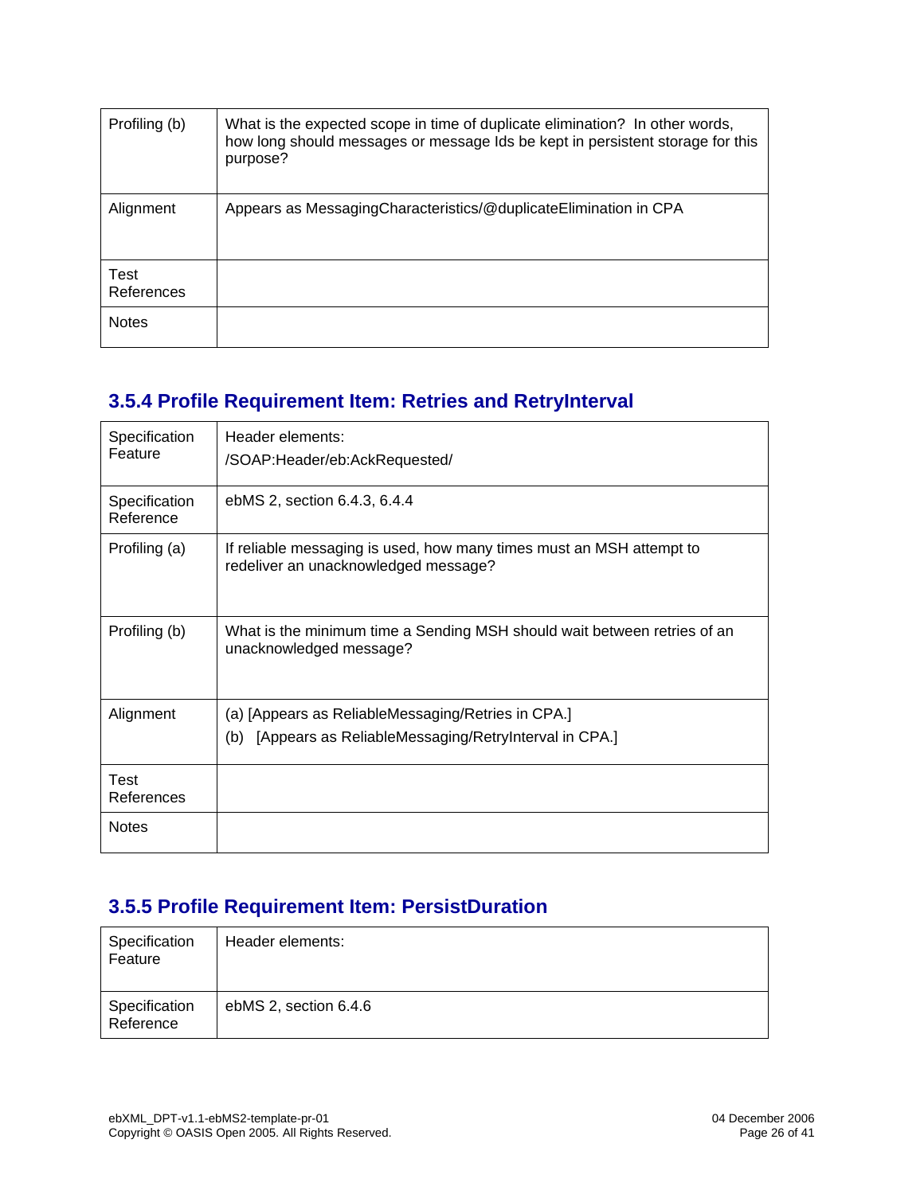| | |
|---|---|
| Profiling (b) | What is the expected scope in time of duplicate elimination? In other words, how long should messages or message Ids be kept in persistent storage for this purpose? |
| Alignment | Appears as MessagingCharacteristics/@duplicateElimination in CPA |
| Test References | |
| Notes | |

### 3.5.4 Profile Requirement Item: Retries and RetryInterval

| | |
|---|---|
| Specification Feature | Header elements:<br>/SOAP:Header/eb:AckRequested/ |
| Specification Reference | ebMS 2, section 6.4.3, 6.4.4 |
| Profiling (a) | If reliable messaging is used, how many times must an MSH attempt to redeliver an unacknowledged message? |
| Profiling (b) | What is the minimum time a Sending MSH should wait between retries of an unacknowledged message? |
| Alignment | (a) [Appears as ReliableMessaging/Retries in CPA.]<br>(b) [Appears as ReliableMessaging/RetryInterval in CPA.] |
| Test References | |
| Notes | |

### 3.5.5 Profile Requirement Item: PersistDuration

| | |
|---|---|
| Specification Feature | Header elements: |
| Specification Reference | ebMS 2, section 6.4.6 |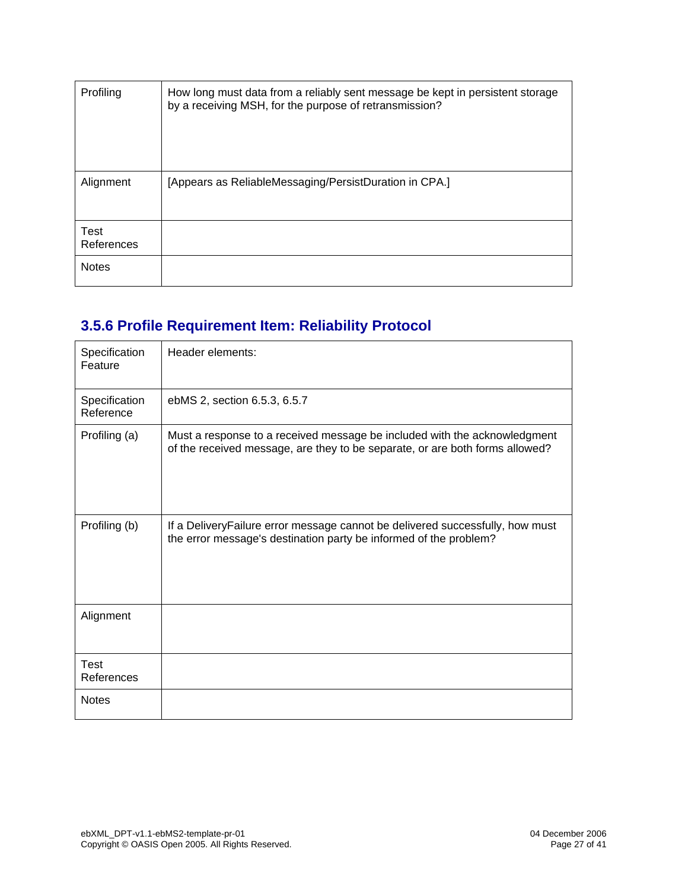| | |
|---|---|
| Profiling | How long must data from a reliably sent message be kept in persistent storage by a receiving MSH, for the purpose of retransmission? |
| Alignment | [Appears as ReliableMessaging/PersistDuration in CPA.] |
| Test References | |
| Notes | |

### 3.5.6 Profile Requirement Item: Reliability Protocol

| | |
|---|---|
| Specification Feature | Header elements: |
| Specification Reference | ebMS 2, section 6.5.3, 6.5.7 |
| Profiling (a) | Must a response to a received message be included with the acknowledgment of the received message, are they to be separate, or are both forms allowed? |
| Profiling (b) | If a DeliveryFailure error message cannot be delivered successfully, how must the error message's destination party be informed of the problem? |
| Alignment | |
| Test References | |
| Notes | |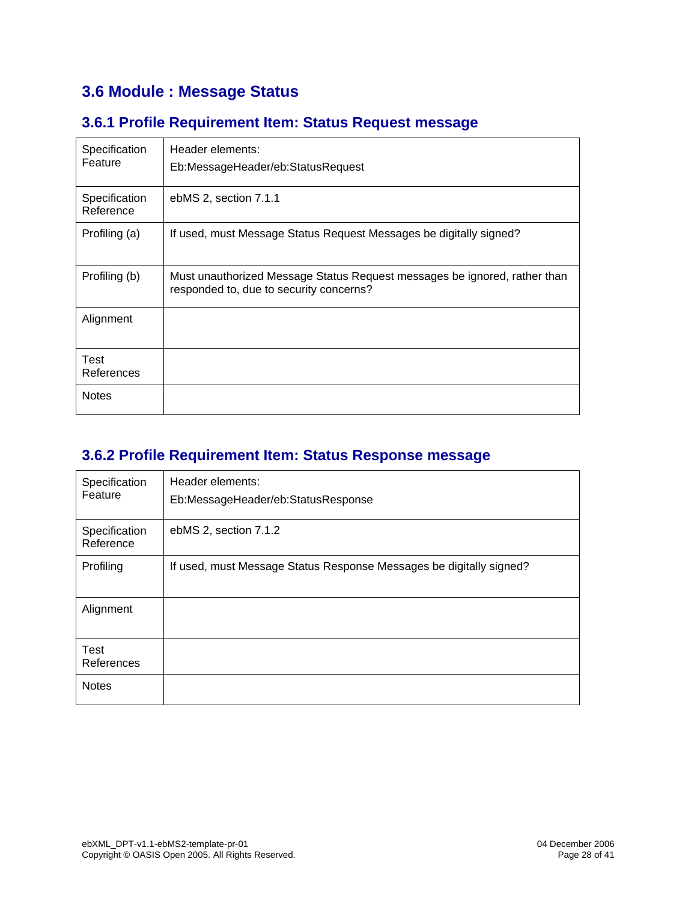## 3.6 Module : Message Status

### 3.6.1 Profile Requirement Item: Status Request message

| | |
|---|---|
| Specification Feature | Header elements:<br>Eb:MessageHeader/eb:StatusRequest |
| Specification Reference | ebMS 2, section 7.1.1 |
| Profiling (a) | If used, must Message Status Request Messages be digitally signed? |
| Profiling (b) | Must unauthorized Message Status Request messages be ignored, rather than responded to, due to security concerns? |
| Alignment | |
| Test References | |
| Notes | |

### 3.6.2 Profile Requirement Item: Status Response message

| | |
|---|---|
| Specification Feature | Header elements:<br>Eb:MessageHeader/eb:StatusResponse |
| Specification Reference | ebMS 2, section 7.1.2 |
| Profiling | If used, must Message Status Response Messages be digitally signed? |
| Alignment | |
| Test References | |
| Notes | |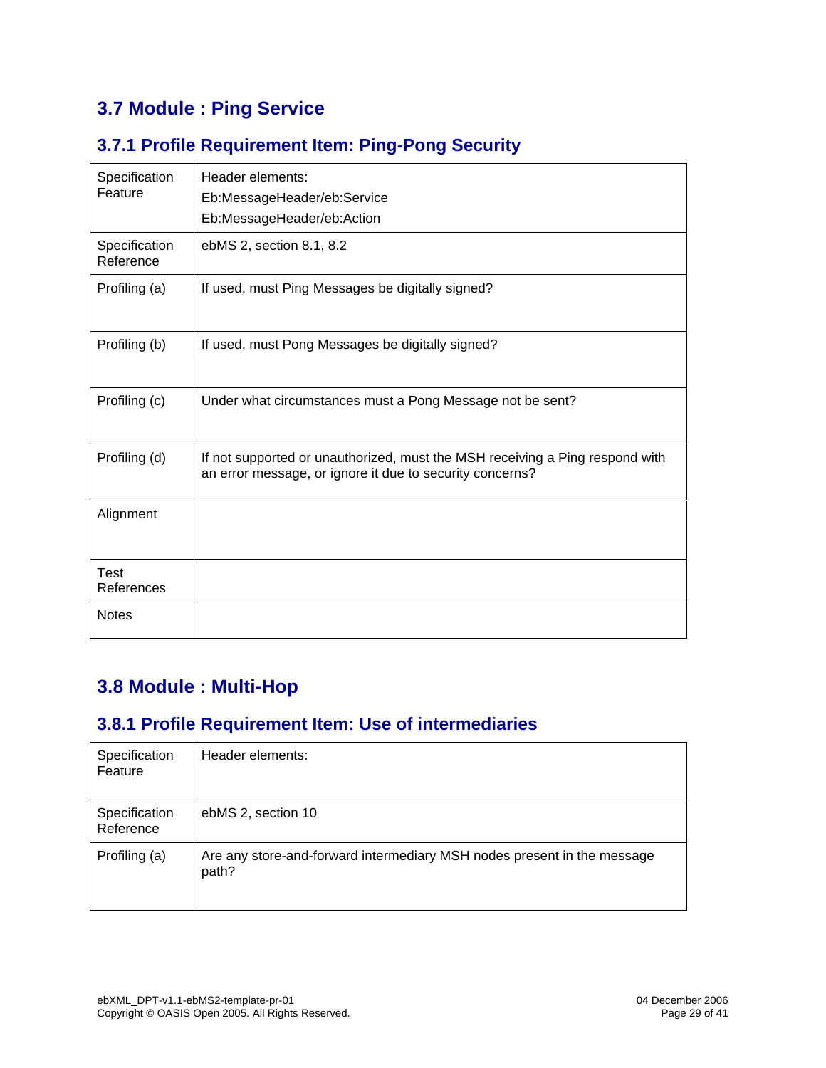## 3.7 Module : Ping Service

### 3.7.1 Profile Requirement Item: Ping-Pong Security

| | |
|---|---|
| Specification Feature | Header elements:<br>Eb:MessageHeader/eb:Service<br>Eb:MessageHeader/eb:Action |
| Specification Reference | ebMS 2, section 8.1, 8.2 |
| Profiling (a) | If used, must Ping Messages be digitally signed? |
| Profiling (b) | If used, must Pong Messages be digitally signed? |
| Profiling (c) | Under what circumstances must a Pong Message not be sent? |
| Profiling (d) | If not supported or unauthorized, must the MSH receiving a Ping respond with an error message, or ignore it due to security concerns? |
| Alignment | |
| Test References | |
| Notes | |

## 3.8 Module : Multi-Hop

### 3.8.1 Profile Requirement Item: Use of intermediaries

| | |
|---|---|
| Specification Feature | Header elements: |
| Specification Reference | ebMS 2, section 10 |
| Profiling (a) | Are any store-and-forward intermediary MSH nodes present in the message path? |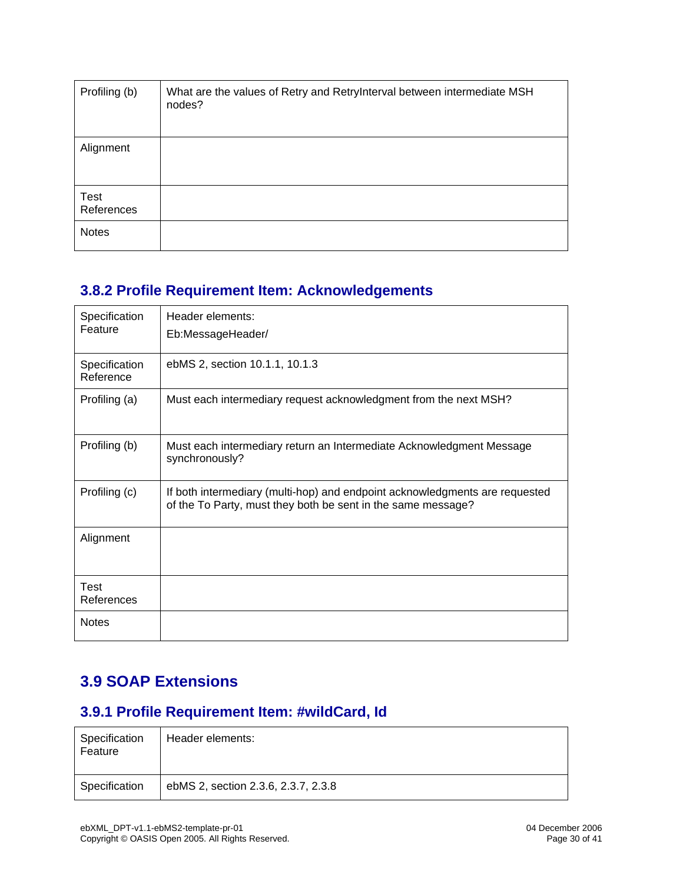| | |
|---|---|
| Profiling (b) | What are the values of Retry and RetryInterval between intermediate MSH nodes? |
| Alignment | |
| Test References | |
| Notes | |

### 3.8.2 Profile Requirement Item: Acknowledgements

| | |
|---|---|
| Specification Feature | Header elements:<br>Eb:MessageHeader/ |
| Specification Reference | ebMS 2, section 10.1.1, 10.1.3 |
| Profiling (a) | Must each intermediary request acknowledgment from the next MSH? |
| Profiling (b) | Must each intermediary return an Intermediate Acknowledgment Message synchronously? |
| Profiling (c) | If both intermediary (multi-hop) and endpoint acknowledgments are requested of the To Party, must they both be sent in the same message? |
| Alignment | |
| Test References | |
| Notes | |

## 3.9 SOAP Extensions

### 3.9.1 Profile Requirement Item: #wildCard, Id

| | |
|---|---|
| Specification Feature | Header elements: |
| Specification | ebMS 2, section 2.3.6, 2.3.7, 2.3.8 |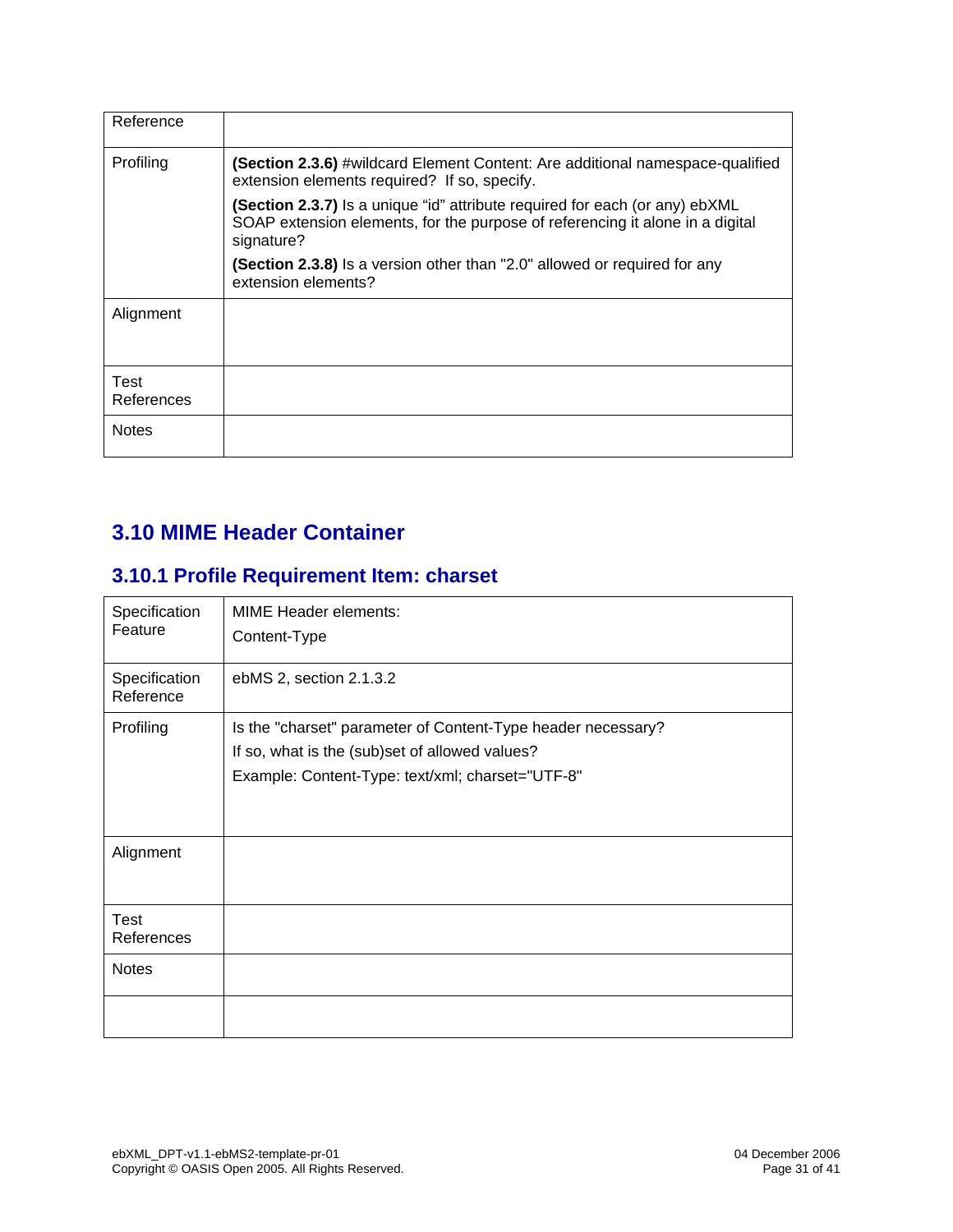| Reference | |
|---|---|
| Profiling | **(Section 2.3.6)** #wildcard Element Content: Are additional namespace-qualified extension elements required? If so, specify.<br><br>**(Section 2.3.7)** Is a unique "id" attribute required for each (or any) ebXML SOAP extension elements, for the purpose of referencing it alone in a digital signature?<br><br>**(Section 2.3.8)** Is a version other than "2.0" allowed or required for any extension elements? |
| Alignment | |
| Test References | |
| Notes | |

## 3.10 MIME Header Container

### 3.10.1 Profile Requirement Item: charset

| Specification Feature | MIME Header elements:<br><br>Content-Type |
|---|---|
| Specification Reference | ebMS 2, section 2.1.3.2 |
| Profiling | Is the "charset" parameter of Content-Type header necessary?<br><br>If so, what is the (sub)set of allowed values?<br><br>Example: Content-Type: text/xml; charset="UTF-8" |
| Alignment | |
| Test References | |
| Notes | |
| | |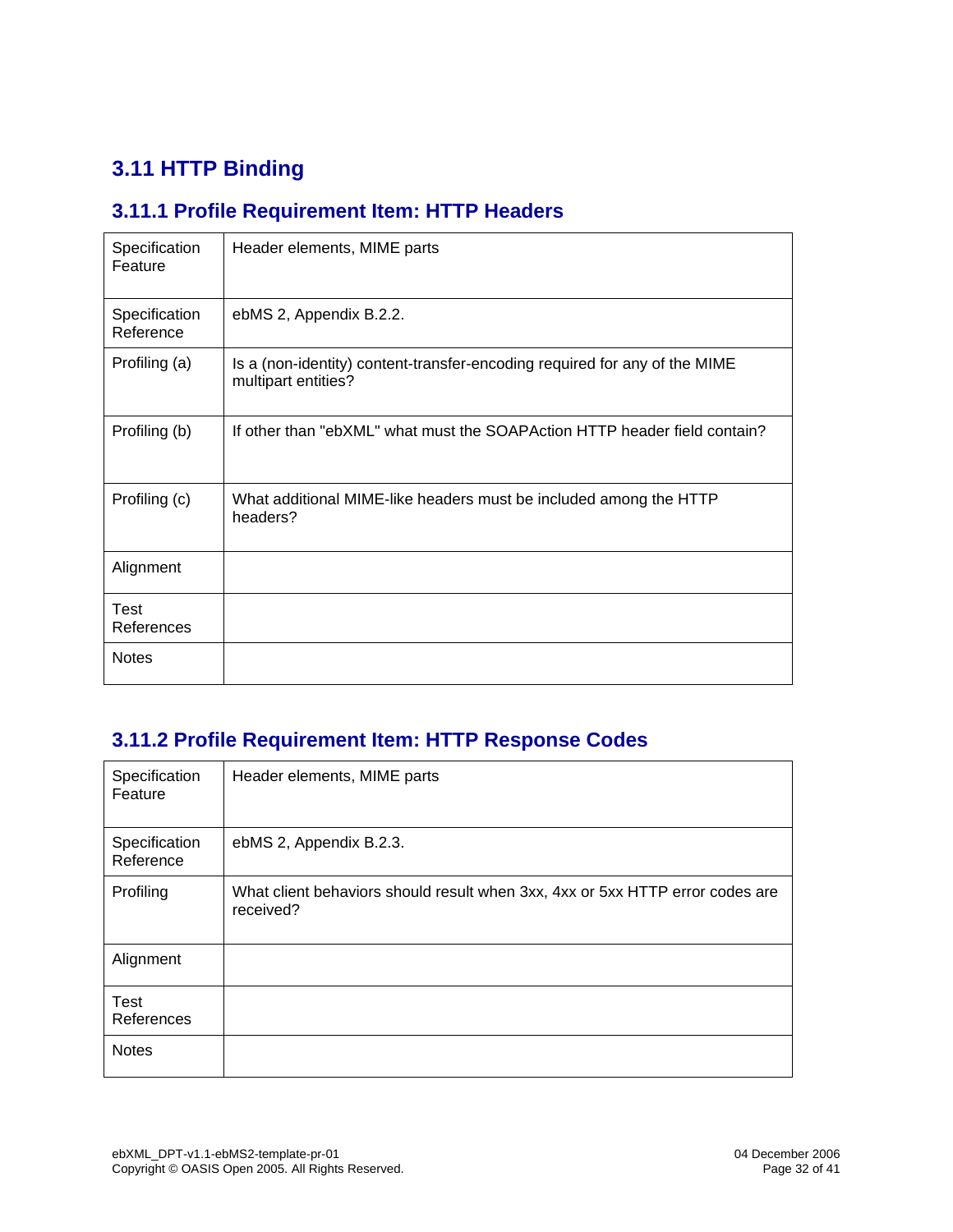## 3.11 HTTP Binding

### 3.11.1 Profile Requirement Item: HTTP Headers

| | |
|---|---|
| Specification Feature | Header elements, MIME parts |
| Specification Reference | ebMS 2, Appendix B.2.2. |
| Profiling (a) | Is a (non-identity) content-transfer-encoding required for any of the MIME multipart entities? |
| Profiling (b) | If other than "ebXML" what must the SOAPAction HTTP header field contain? |
| Profiling (c) | What additional MIME-like headers must be included among the HTTP headers? |
| Alignment | |
| Test References | |
| Notes | |

### 3.11.2 Profile Requirement Item: HTTP Response Codes

| | |
|---|---|
| Specification Feature | Header elements, MIME parts |
| Specification Reference | ebMS 2, Appendix B.2.3. |
| Profiling | What client behaviors should result when 3xx, 4xx or 5xx HTTP error codes are received? |
| Alignment | |
| Test References | |
| Notes | |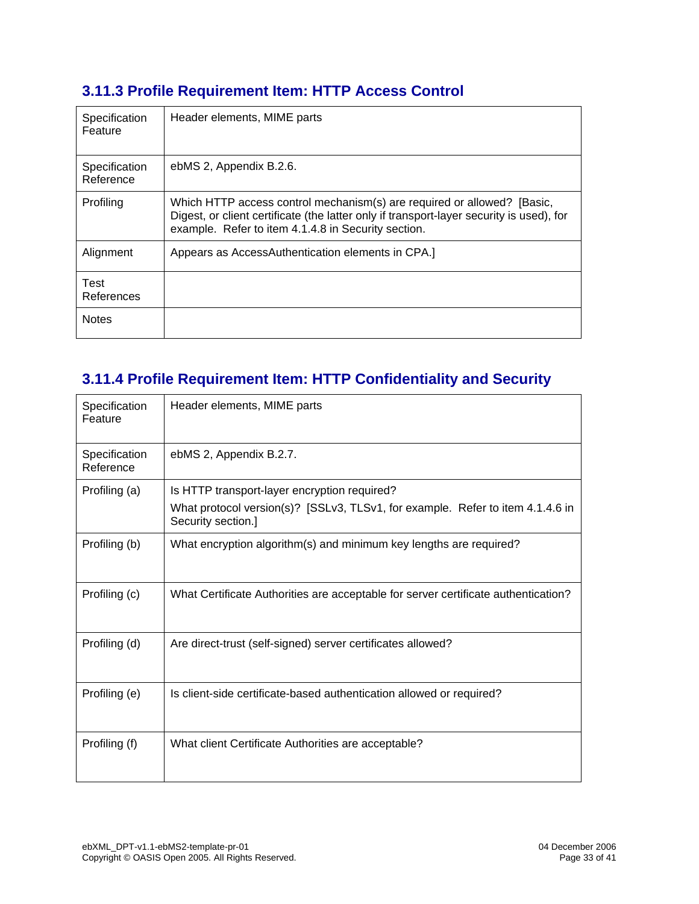### 3.11.3 Profile Requirement Item: HTTP Access Control

| | |
|---|---|
| Specification Feature | Header elements, MIME parts |
| Specification Reference | ebMS 2, Appendix B.2.6. |
| Profiling | Which HTTP access control mechanism(s) are required or allowed? [Basic, Digest, or client certificate (the latter only if transport-layer security is used), for example. Refer to item 4.1.4.8 in Security section. |
| Alignment | Appears as AccessAuthentication elements in CPA.] |
| Test References | |
| Notes | |

### 3.11.4 Profile Requirement Item: HTTP Confidentiality and Security

| | |
|---|---|
| Specification Feature | Header elements, MIME parts |
| Specification Reference | ebMS 2, Appendix B.2.7. |
| Profiling (a) | Is HTTP transport-layer encryption required?<br>What protocol version(s)? [SSLv3, TLSv1, for example. Refer to item 4.1.4.6 in Security section.] |
| Profiling (b) | What encryption algorithm(s) and minimum key lengths are required? |
| Profiling (c) | What Certificate Authorities are acceptable for server certificate authentication? |
| Profiling (d) | Are direct-trust (self-signed) server certificates allowed? |
| Profiling (e) | Is client-side certificate-based authentication allowed or required? |
| Profiling (f) | What client Certificate Authorities are acceptable? |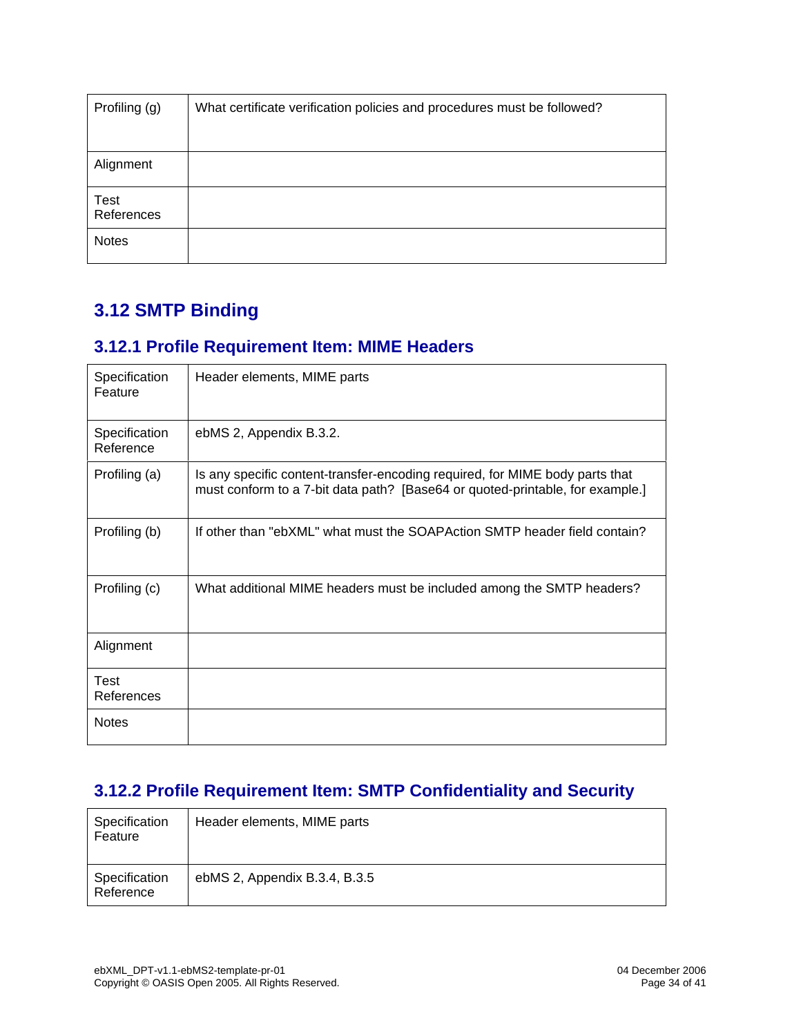| Profiling (g) | What certificate verification policies and procedures must be followed? |
|---|---|
| Alignment | |
| Test References | |
| Notes | |

## 3.12 SMTP Binding

### 3.12.1 Profile Requirement Item: MIME Headers

| Specification Feature | Header elements, MIME parts |
|---|---|
| Specification Reference | ebMS 2, Appendix B.3.2. |
| Profiling (a) | Is any specific content-transfer-encoding required, for MIME body parts that must conform to a 7-bit data path? [Base64 or quoted-printable, for example.] |
| Profiling (b) | If other than "ebXML" what must the SOAPAction SMTP header field contain? |
| Profiling (c) | What additional MIME headers must be included among the SMTP headers? |
| Alignment | |
| Test References | |
| Notes | |

### 3.12.2 Profile Requirement Item: SMTP Confidentiality and Security

| Specification Feature | Header elements, MIME parts |
|---|---|
| Specification Reference | ebMS 2, Appendix B.3.4, B.3.5 |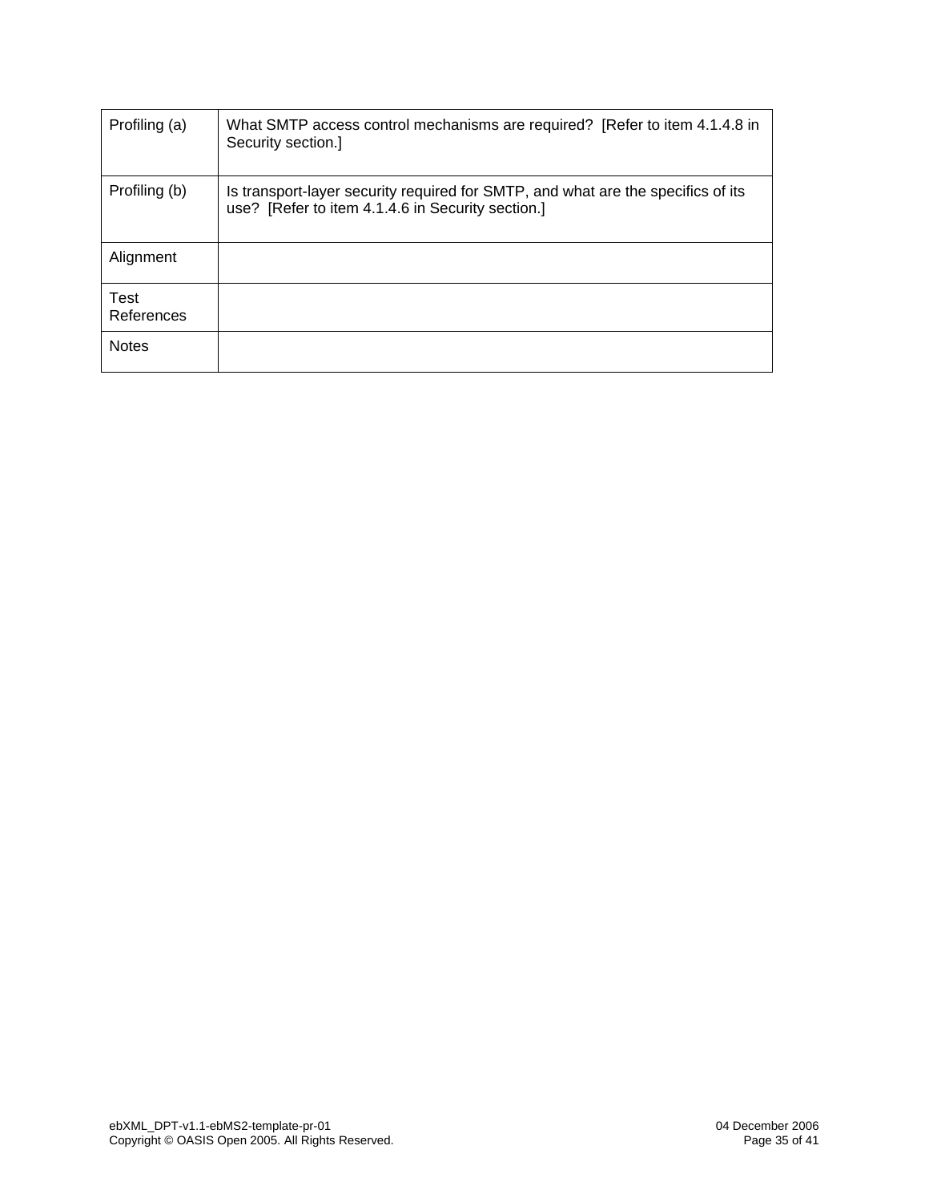| | |
|---|---|
| Profiling (a) | What SMTP access control mechanisms are required?  [Refer to item 4.1.4.8 in Security section.] |
| Profiling (b) | Is transport-layer security required for SMTP, and what are the specifics of its use?  [Refer to item 4.1.4.6 in Security section.] |
| Alignment | |
| Test References | |
| Notes | |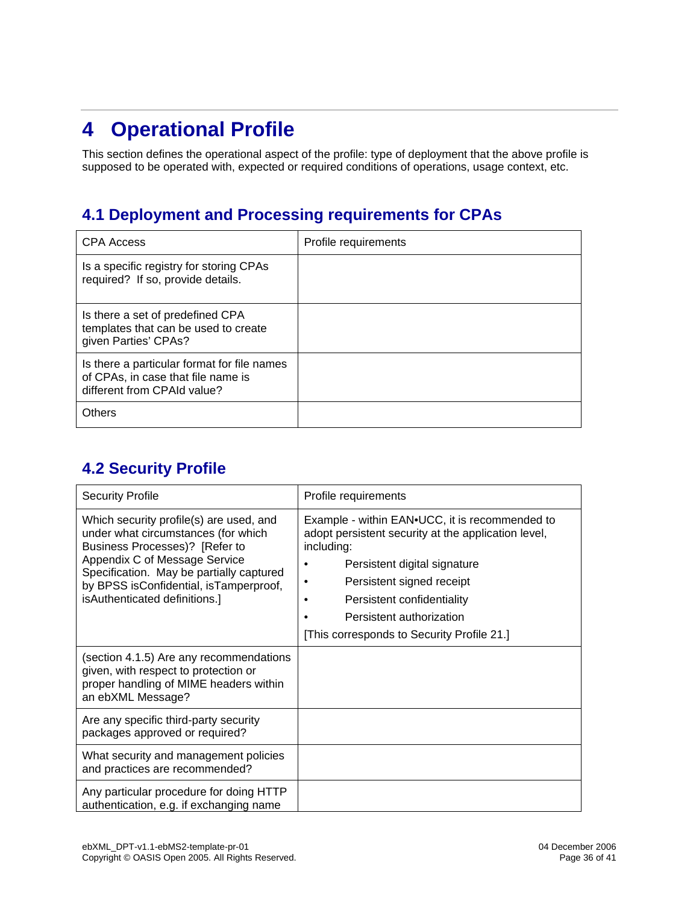# 4 Operational Profile

This section defines the operational aspect of the profile: type of deployment that the above profile is supposed to be operated with, expected or required conditions of operations, usage context, etc.

## 4.1 Deployment and Processing requirements for CPAs

| CPA Access | Profile requirements |
|---|---|
| Is a specific registry for storing CPAs required? If so, provide details. | |
| Is there a set of predefined CPA templates that can be used to create given Parties' CPAs? | |
| Is there a particular format for file names of CPAs, in case that file name is different from CPAId value? | |
| Others | |

## 4.2 Security Profile

| Security Profile | Profile requirements |
|---|---|
| Which security profile(s) are used, and under what circumstances (for which Business Processes)? [Refer to Appendix C of Message Service Specification. May be partially captured by BPSS isConfidential, isTamperproof, isAuthenticated definitions.] | Example - within EAN•UCC, it is recommended to adopt persistent security at the application level, including:<br>• Persistent digital signature<br>• Persistent signed receipt<br>• Persistent confidentiality<br>• Persistent authorization<br>[This corresponds to Security Profile 21.] |
| (section 4.1.5) Are any recommendations given, with respect to protection or proper handling of MIME headers within an ebXML Message? | |
| Are any specific third-party security packages approved or required? | |
| What security and management policies and practices are recommended? | |
| Any particular procedure for doing HTTP authentication, e.g. if exchanging name | |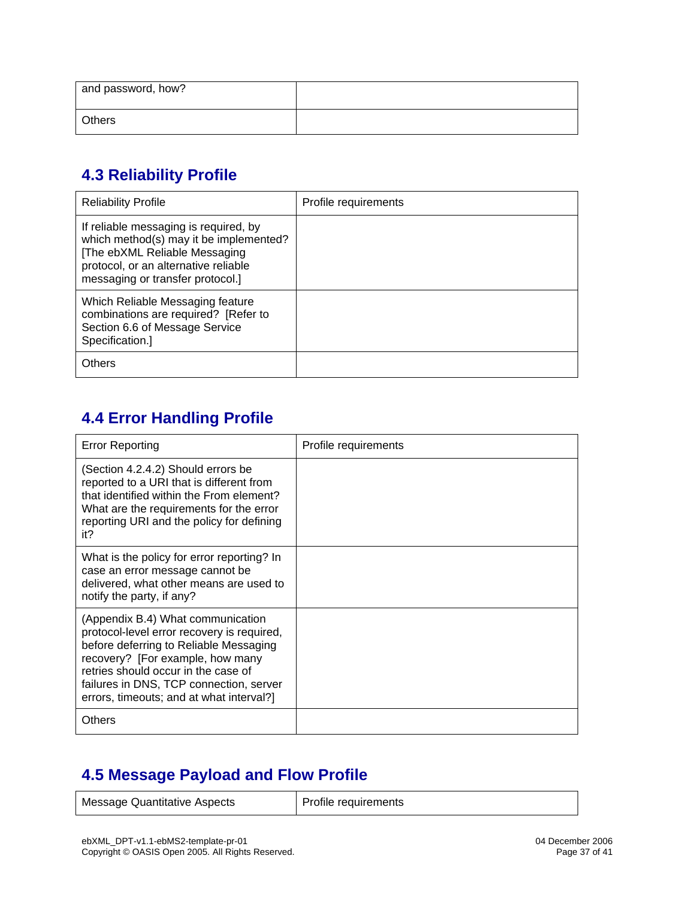| | |
|---|---|
| and password, how? | |
| Others | |

## 4.3 Reliability Profile

| Reliability Profile | Profile requirements |
|---|---|
| If reliable messaging is required, by which method(s) may it be implemented? [The ebXML Reliable Messaging protocol, or an alternative reliable messaging or transfer protocol.] | |
| Which Reliable Messaging feature combinations are required? [Refer to Section 6.6 of Message Service Specification.] | |
| Others | |

## 4.4 Error Handling Profile

| Error Reporting | Profile requirements |
|---|---|
| (Section 4.2.4.2) Should errors be reported to a URI that is different from that identified within the From element? What are the requirements for the error reporting URI and the policy for defining it? | |
| What is the policy for error reporting? In case an error message cannot be delivered, what other means are used to notify the party, if any? | |
| (Appendix B.4) What communication protocol-level error recovery is required, before deferring to Reliable Messaging recovery? [For example, how many retries should occur in the case of failures in DNS, TCP connection, server errors, timeouts; and at what interval?] | |
| Others | |

## 4.5 Message Payload and Flow Profile

| Message Quantitative Aspects | Profile requirements |
|---|---|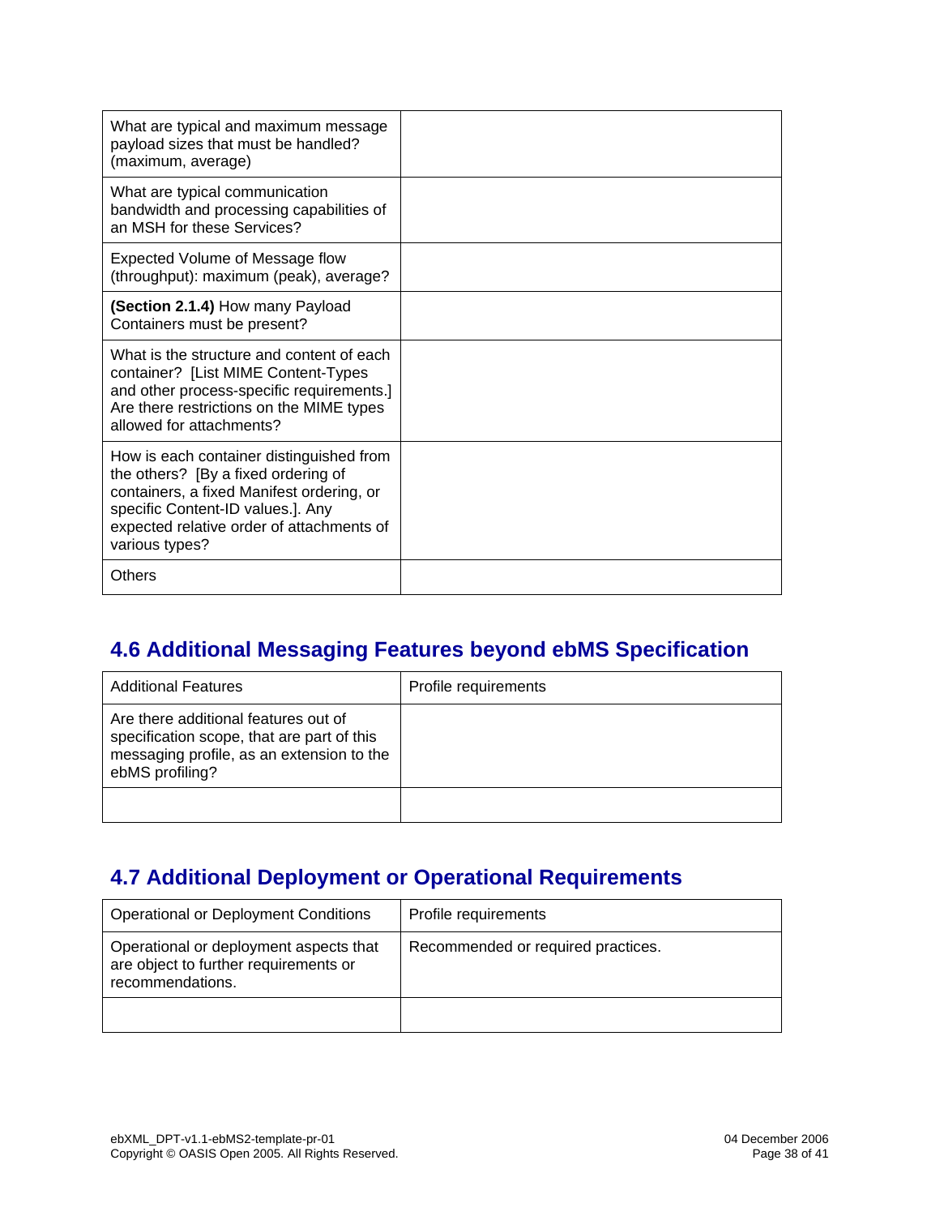| | |
|---|---|
| What are typical and maximum message payload sizes that must be handled? (maximum, average) | |
| What are typical communication bandwidth and processing capabilities of an MSH for these Services? | |
| Expected Volume of Message flow (throughput): maximum (peak), average? | |
| **(Section 2.1.4)** How many Payload Containers must be present? | |
| What is the structure and content of each container? [List MIME Content-Types and other process-specific requirements.] Are there restrictions on the MIME types allowed for attachments? | |
| How is each container distinguished from the others? [By a fixed ordering of containers, a fixed Manifest ordering, or specific Content-ID values.]. Any expected relative order of attachments of various types? | |
| Others | |

## 4.6 Additional Messaging Features beyond ebMS Specification

| Additional Features | Profile requirements |
|---|---|
| Are there additional features out of specification scope, that are part of this messaging profile, as an extension to the ebMS profiling? | |
| | |

## 4.7 Additional Deployment or Operational Requirements

| Operational or Deployment Conditions | Profile requirements |
|---|---|
| Operational or deployment aspects that are object to further requirements or recommendations. | Recommended or required practices. |
| | |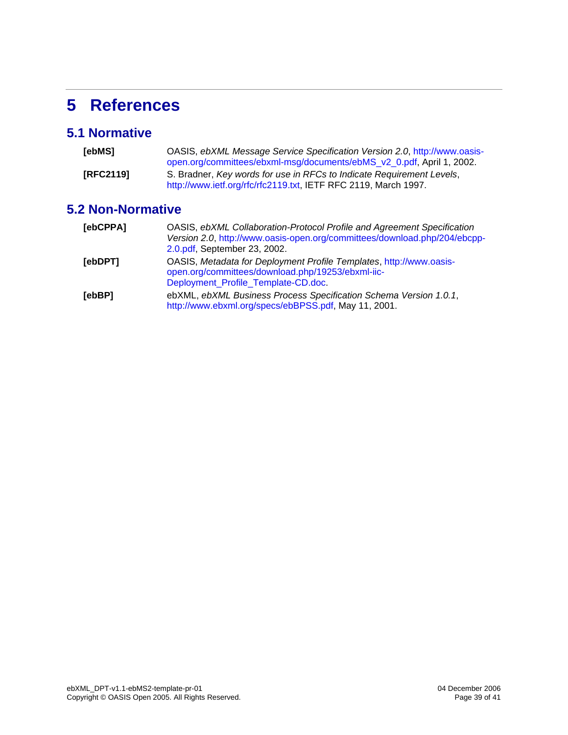# 5 References

## 5.1 Normative

**[ebMS]** OASIS, *ebXML Message Service Specification Version 2.0*, http://www.oasis-open.org/committees/ebxml-msg/documents/ebMS_v2_0.pdf, April 1, 2002.

**[RFC2119]** S. Bradner, *Key words for use in RFCs to Indicate Requirement Levels*, http://www.ietf.org/rfc/rfc2119.txt, IETF RFC 2119, March 1997.

## 5.2 Non-Normative

**[ebCPPA]** OASIS, *ebXML Collaboration-Protocol Profile and Agreement Specification Version 2.0*, http://www.oasis-open.org/committees/download.php/204/ebcpp-2.0.pdf, September 23, 2002.

**[ebDPT]** OASIS, *Metadata for Deployment Profile Templates*, http://www.oasis-open.org/committees/download.php/19253/ebxml-iic-Deployment_Profile_Template-CD.doc.

**[ebBP]** ebXML, *ebXML Business Process Specification Schema Version 1.0.1*, http://www.ebxml.org/specs/ebBPSS.pdf, May 11, 2001.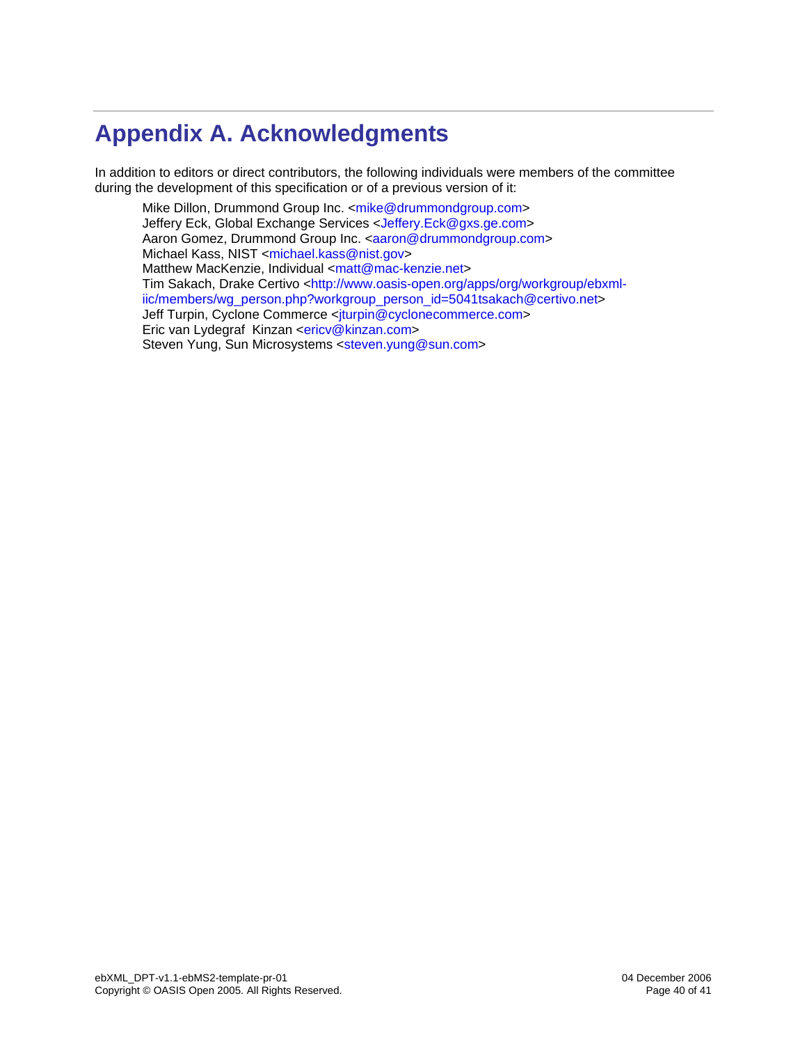# Appendix A. Acknowledgments

In addition to editors or direct contributors, the following individuals were members of the committee during the development of this specification or of a previous version of it:

Mike Dillon, Drummond Group Inc. <mike@drummondgroup.com>
Jeffery Eck, Global Exchange Services <Jeffery.Eck@gxs.ge.com>
Aaron Gomez, Drummond Group Inc. <aaron@drummondgroup.com>
Michael Kass, NIST <michael.kass@nist.gov>
Matthew MacKenzie, Individual <matt@mac-kenzie.net>
Tim Sakach, Drake Certivo <http://www.oasis-open.org/apps/org/workgroup/ebxml-iic/members/wg_person.php?workgroup_person_id=5041tsakach@certivo.net>
Jeff Turpin, Cyclone Commerce <jturpin@cyclonecommerce.com>
Eric van Lydegraf Kinzan <ericv@kinzan.com>
Steven Yung, Sun Microsystems <steven.yung@sun.com>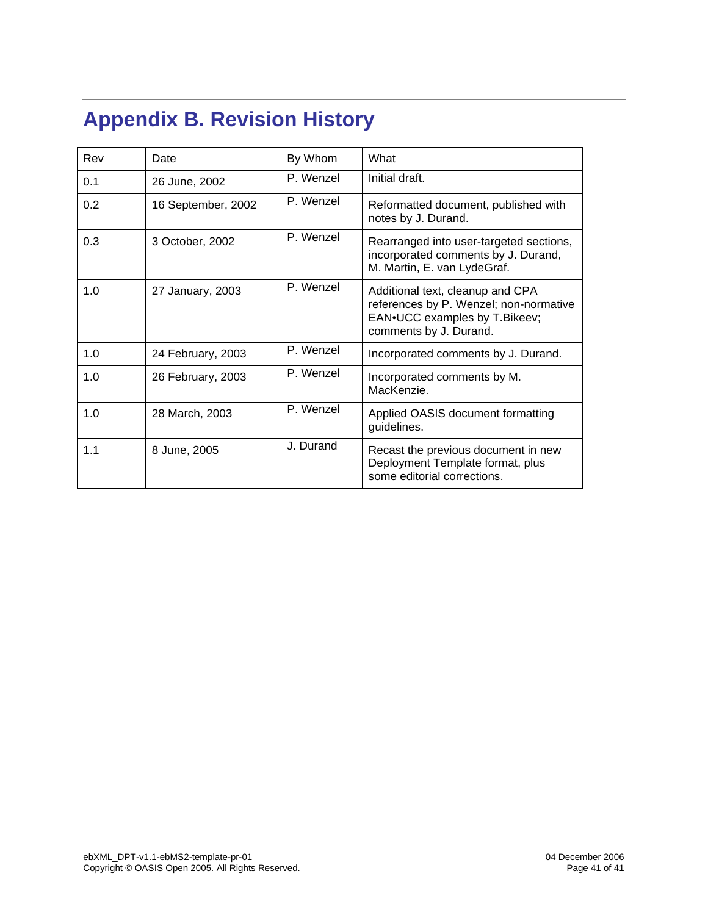# Appendix B. Revision History

| Rev | Date | By Whom | What |
|---|---|---|---|
| 0.1 | 26 June, 2002 | P. Wenzel | Initial draft. |
| 0.2 | 16 September, 2002 | P. Wenzel | Reformatted document, published with notes by J. Durand. |
| 0.3 | 3 October, 2002 | P. Wenzel | Rearranged into user-targeted sections, incorporated comments by J. Durand, M. Martin, E. van LydeGraf. |
| 1.0 | 27 January, 2003 | P. Wenzel | Additional text, cleanup and CPA references by P. Wenzel; non-normative EAN•UCC examples by T.Bikeev; comments by J. Durand. |
| 1.0 | 24 February, 2003 | P. Wenzel | Incorporated comments by J. Durand. |
| 1.0 | 26 February, 2003 | P. Wenzel | Incorporated comments by M. MacKenzie. |
| 1.0 | 28 March, 2003 | P. Wenzel | Applied OASIS document formatting guidelines. |
| 1.1 | 8 June, 2005 | J. Durand | Recast the previous document in new Deployment Template format, plus some editorial corrections. |